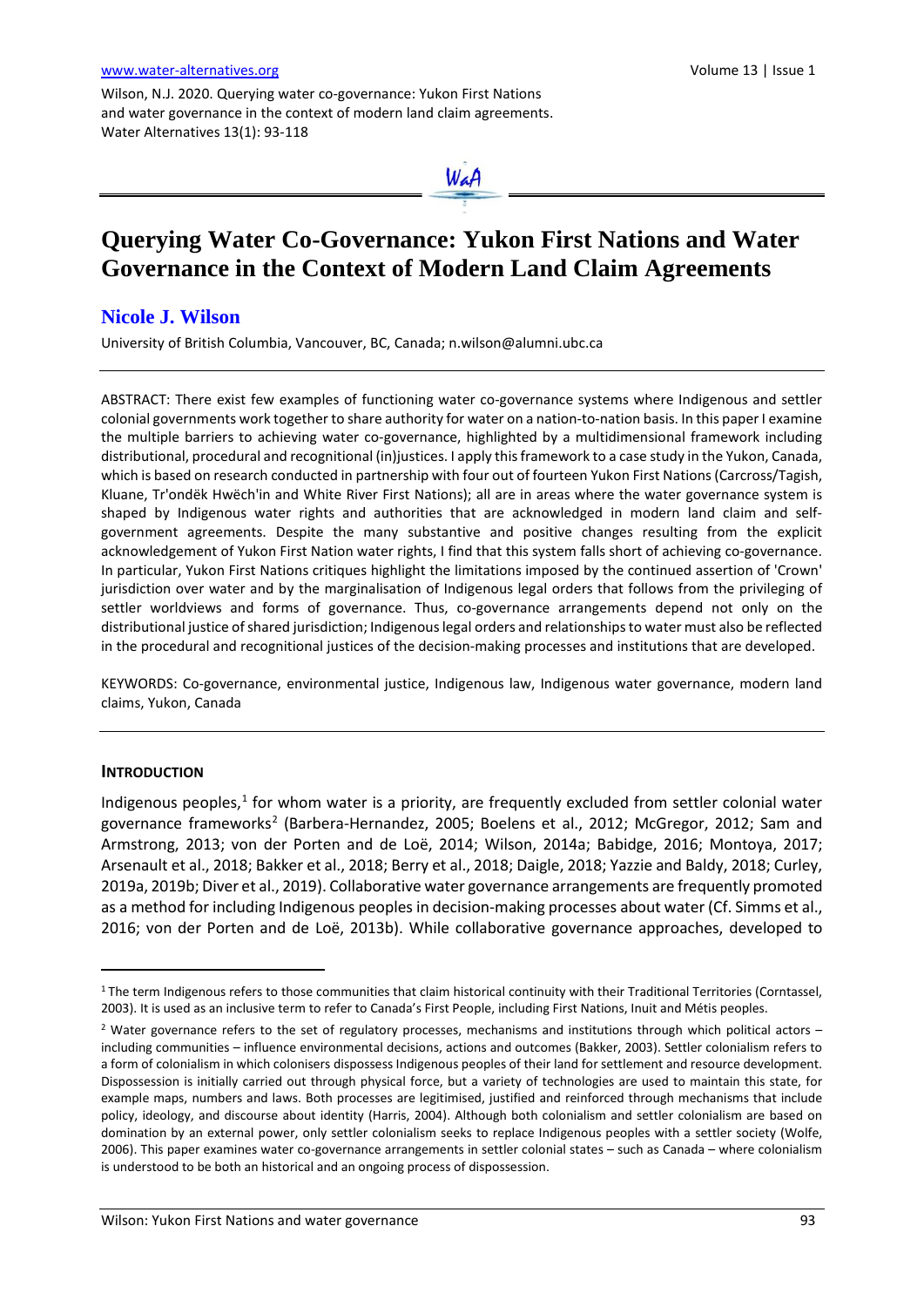www.water-alternatives.org

Wilson, N.J. 2020. Querying water co-governance: Yukon First Nations and water governance in the context of modern land claim agreements. Water Alternatives 13(1): 93-118

# Querying Water Co-Governance: Yukon First Nations and Water Governance in the Context of Modern Land Claim Agreements

## Nicole J. Wilson

University of British Columbia, Vancouver, BC, Canada; n.wilson@alumni.ubc.ca

---

ABSTRACT: There exist few examples of functioning water co-governance systems where Indigenous and settler colonial governments work together to share authority for water on a nation-to-nation basis. In this paper I examine the multiple barriers to achieving water co-governance, highlighted by a multidimensional framework including distributional, procedural and recognitional (in)justices. I apply this framework to a case study in the Yukon, Canada, which is based on research conducted in partnership with four out of fourteen Yukon First Nations (Carcross/Tagish, Kluane, Tr'ondëk Hwëch'in and White River First Nations); all are in areas where the water governance system is shaped by Indigenous water rights and authorities that are acknowledged in modern land claim and self-government agreements. Despite the many substantive and positive changes resulting from the explicit acknowledgement of Yukon First Nation water rights, I find that this system falls short of achieving co-governance. In particular, Yukon First Nations critiques highlight the limitations imposed by the continued assertion of 'Crown' jurisdiction over water and by the marginalisation of Indigenous legal orders that follows from the privileging of settler worldviews and forms of governance. Thus, co-governance arrangements depend not only on the distributional justice of shared jurisdiction; Indigenous legal orders and relationships to water must also be reflected in the procedural and recognitional justices of the decision-making processes and institutions that are developed.

KEYWORDS: Co-governance, environmental justice, Indigenous law, Indigenous water governance, modern land claims, Yukon, Canada

---

**INTRODUCTION**

Indigenous peoples,[1] for whom water is a priority, are frequently excluded from settler colonial water governance frameworks[2] (Barbera-Hernandez, 2005; Boelens et al., 2012; McGregor, 2012; Sam and Armstrong, 2013; von der Porten and de Loë, 2014; Wilson, 2014a; Babidge, 2016; Montoya, 2017; Arsenault et al., 2018; Bakker et al., 2018; Berry et al., 2018; Daigle, 2018; Yazzie and Baldy, 2018; Curley, 2019a, 2019b; Diver et al., 2019). Collaborative water governance arrangements are frequently promoted as a method for including Indigenous peoples in decision-making processes about water (Cf. Simms et al., 2016; von der Porten and de Loë, 2013b). While collaborative governance approaches, developed to

---

[1] The term Indigenous refers to those communities that claim historical continuity with their Traditional Territories (Corntassel, 2003). It is used as an inclusive term to refer to Canada's First People, including First Nations, Inuit and Métis peoples.

[2] Water governance refers to the set of regulatory processes, mechanisms and institutions through which political actors – including communities – influence environmental decisions, actions and outcomes (Bakker, 2003). Settler colonialism refers to a form of colonialism in which colonisers dispossess Indigenous peoples of their land for settlement and resource development. Dispossession is initially carried out through physical force, but a variety of technologies are used to maintain this state, for example maps, numbers and laws. Both processes are legitimised, justified and reinforced through mechanisms that include policy, ideology, and discourse about identity (Harris, 2004). Although both colonialism and settler colonialism are based on domination by an external power, only settler colonialism seeks to replace Indigenous peoples with a settler society (Wolfe, 2006). This paper examines water co-governance arrangements in settler colonial states – such as Canada – where colonialism is understood to be both an historical and an ongoing process of dispossession.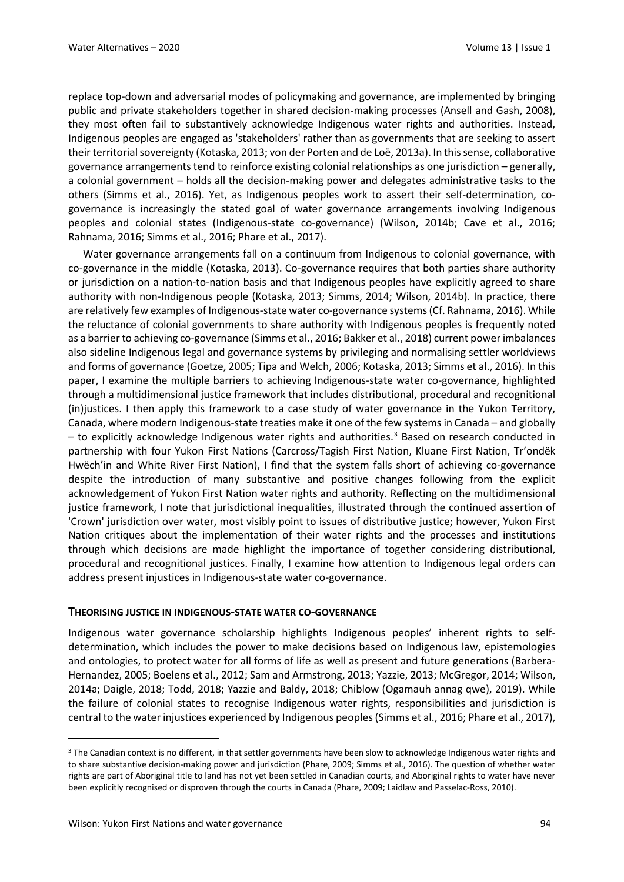replace top-down and adversarial modes of policymaking and governance, are implemented by bringing public and private stakeholders together in shared decision-making processes (Ansell and Gash, 2008), they most often fail to substantively acknowledge Indigenous water rights and authorities. Instead, Indigenous peoples are engaged as 'stakeholders' rather than as governments that are seeking to assert their territorial sovereignty (Kotaska, 2013; von der Porten and de Loë, 2013a). In this sense, collaborative governance arrangements tend to reinforce existing colonial relationships as one jurisdiction – generally, a colonial government – holds all the decision-making power and delegates administrative tasks to the others (Simms et al., 2016). Yet, as Indigenous peoples work to assert their self-determination, co-governance is increasingly the stated goal of water governance arrangements involving Indigenous peoples and colonial states (Indigenous-state co-governance) (Wilson, 2014b; Cave et al., 2016; Rahnama, 2016; Simms et al., 2016; Phare et al., 2017).

Water governance arrangements fall on a continuum from Indigenous to colonial governance, with co-governance in the middle (Kotaska, 2013). Co-governance requires that both parties share authority or jurisdiction on a nation-to-nation basis and that Indigenous peoples have explicitly agreed to share authority with non-Indigenous people (Kotaska, 2013; Simms, 2014; Wilson, 2014b). In practice, there are relatively few examples of Indigenous-state water co-governance systems (Cf. Rahnama, 2016). While the reluctance of colonial governments to share authority with Indigenous peoples is frequently noted as a barrier to achieving co-governance (Simms et al., 2016; Bakker et al., 2018) current power imbalances also sideline Indigenous legal and governance systems by privileging and normalising settler worldviews and forms of governance (Goetze, 2005; Tipa and Welch, 2006; Kotaska, 2013; Simms et al., 2016). In this paper, I examine the multiple barriers to achieving Indigenous-state water co-governance, highlighted through a multidimensional justice framework that includes distributional, procedural and recognitional (in)justices. I then apply this framework to a case study of water governance in the Yukon Territory, Canada, where modern Indigenous-state treaties make it one of the few systems in Canada – and globally – to explicitly acknowledge Indigenous water rights and authorities.[3] Based on research conducted in partnership with four Yukon First Nations (Carcross/Tagish First Nation, Kluane First Nation, Tr'ondëk Hwëch'in and White River First Nation), I find that the system falls short of achieving co-governance despite the introduction of many substantive and positive changes following from the explicit acknowledgement of Yukon First Nation water rights and authority. Reflecting on the multidimensional justice framework, I note that jurisdictional inequalities, illustrated through the continued assertion of 'Crown' jurisdiction over water, most visibly point to issues of distributive justice; however, Yukon First Nation critiques about the implementation of their water rights and the processes and institutions through which decisions are made highlight the importance of together considering distributional, procedural and recognitional justices. Finally, I examine how attention to Indigenous legal orders can address present injustices in Indigenous-state water co-governance.

## THEORISING JUSTICE IN INDIGENOUS-STATE WATER CO-GOVERNANCE

Indigenous water governance scholarship highlights Indigenous peoples' inherent rights to self-determination, which includes the power to make decisions based on Indigenous law, epistemologies and ontologies, to protect water for all forms of life as well as present and future generations (Barbera-Hernandez, 2005; Boelens et al., 2012; Sam and Armstrong, 2013; Yazzie, 2013; McGregor, 2014; Wilson, 2014a; Daigle, 2018; Todd, 2018; Yazzie and Baldy, 2018; Chiblow (Ogamauh annag qwe), 2019). While the failure of colonial states to recognise Indigenous water rights, responsibilities and jurisdiction is central to the water injustices experienced by Indigenous peoples (Simms et al., 2016; Phare et al., 2017),

[3] The Canadian context is no different, in that settler governments have been slow to acknowledge Indigenous water rights and to share substantive decision-making power and jurisdiction (Phare, 2009; Simms et al., 2016). The question of whether water rights are part of Aboriginal title to land has not yet been settled in Canadian courts, and Aboriginal rights to water have never been explicitly recognised or disproven through the courts in Canada (Phare, 2009; Laidlaw and Passelac-Ross, 2010).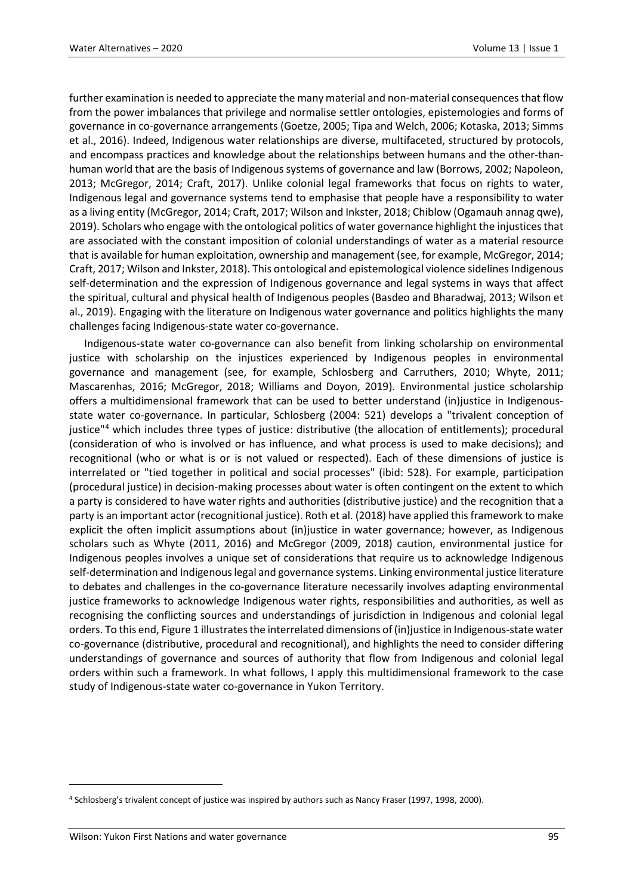further examination is needed to appreciate the many material and non-material consequences that flow from the power imbalances that privilege and normalise settler ontologies, epistemologies and forms of governance in co-governance arrangements (Goetze, 2005; Tipa and Welch, 2006; Kotaska, 2013; Simms et al., 2016). Indeed, Indigenous water relationships are diverse, multifaceted, structured by protocols, and encompass practices and knowledge about the relationships between humans and the other-than-human world that are the basis of Indigenous systems of governance and law (Borrows, 2002; Napoleon, 2013; McGregor, 2014; Craft, 2017). Unlike colonial legal frameworks that focus on rights to water, Indigenous legal and governance systems tend to emphasise that people have a responsibility to water as a living entity (McGregor, 2014; Craft, 2017; Wilson and Inkster, 2018; Chiblow (Ogamauh annag qwe), 2019). Scholars who engage with the ontological politics of water governance highlight the injustices that are associated with the constant imposition of colonial understandings of water as a material resource that is available for human exploitation, ownership and management (see, for example, McGregor, 2014; Craft, 2017; Wilson and Inkster, 2018). This ontological and epistemological violence sidelines Indigenous self-determination and the expression of Indigenous governance and legal systems in ways that affect the spiritual, cultural and physical health of Indigenous peoples (Basdeo and Bharadwaj, 2013; Wilson et al., 2019). Engaging with the literature on Indigenous water governance and politics highlights the many challenges facing Indigenous-state water co-governance.

Indigenous-state water co-governance can also benefit from linking scholarship on environmental justice with scholarship on the injustices experienced by Indigenous peoples in environmental governance and management (see, for example, Schlosberg and Carruthers, 2010; Whyte, 2011; Mascarenhas, 2016; McGregor, 2018; Williams and Doyon, 2019). Environmental justice scholarship offers a multidimensional framework that can be used to better understand (in)justice in Indigenous-state water co-governance. In particular, Schlosberg (2004: 521) develops a "trivalent conception of justice"[4] which includes three types of justice: distributive (the allocation of entitlements); procedural (consideration of who is involved or has influence, and what process is used to make decisions); and recognitional (who or what is or is not valued or respected). Each of these dimensions of justice is interrelated or "tied together in political and social processes" (ibid: 528). For example, participation (procedural justice) in decision-making processes about water is often contingent on the extent to which a party is considered to have water rights and authorities (distributive justice) and the recognition that a party is an important actor (recognitional justice). Roth et al. (2018) have applied this framework to make explicit the often implicit assumptions about (in)justice in water governance; however, as Indigenous scholars such as Whyte (2011, 2016) and McGregor (2009, 2018) caution, environmental justice for Indigenous peoples involves a unique set of considerations that require us to acknowledge Indigenous self-determination and Indigenous legal and governance systems. Linking environmental justice literature to debates and challenges in the co-governance literature necessarily involves adapting environmental justice frameworks to acknowledge Indigenous water rights, responsibilities and authorities, as well as recognising the conflicting sources and understandings of jurisdiction in Indigenous and colonial legal orders. To this end, Figure 1 illustrates the interrelated dimensions of (in)justice in Indigenous-state water co-governance (distributive, procedural and recognitional), and highlights the need to consider differing understandings of governance and sources of authority that flow from Indigenous and colonial legal orders within such a framework. In what follows, I apply this multidimensional framework to the case study of Indigenous-state water co-governance in Yukon Territory.

[4] Schlosberg's trivalent concept of justice was inspired by authors such as Nancy Fraser (1997, 1998, 2000).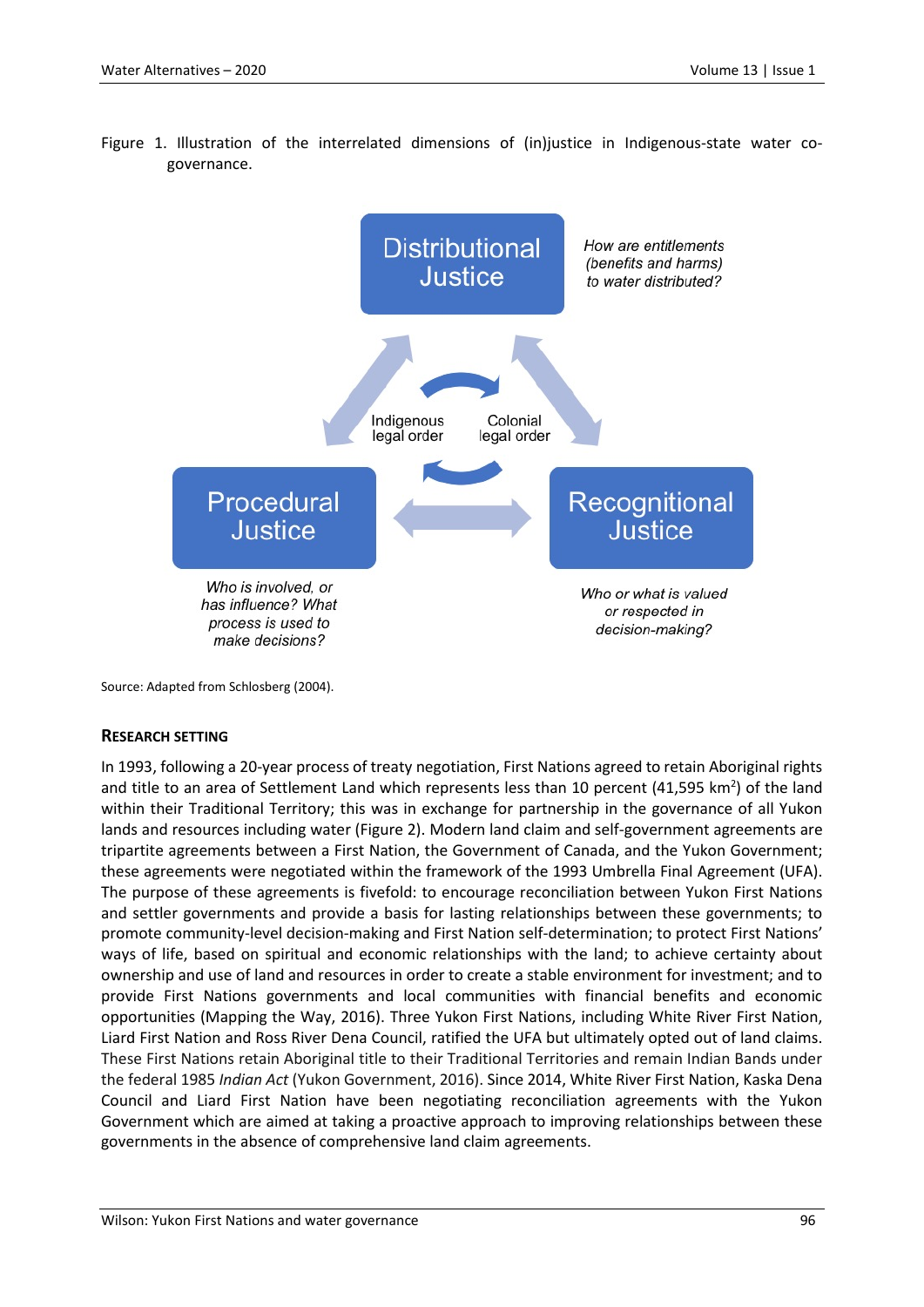Figure 1. Illustration of the interrelated dimensions of (in)justice in Indigenous-state water co-governance.

Distributional Justice

*How are entitlements (benefits and harms) to water distributed?*

Indigenous legal order

Colonial legal order

Procedural Justice

*Who is involved, or has influence? What process is used to make decisions?*

Recognitional Justice

*Who or what is valued or respected in decision-making?*

Source: Adapted from Schlosberg (2004).

## RESEARCH SETTING

In 1993, following a 20-year process of treaty negotiation, First Nations agreed to retain Aboriginal rights and title to an area of Settlement Land which represents less than 10 percent (41,595 km$^2$) of the land within their Traditional Territory; this was in exchange for partnership in the governance of all Yukon lands and resources including water (Figure 2). Modern land claim and self-government agreements are tripartite agreements between a First Nation, the Government of Canada, and the Yukon Government; these agreements were negotiated within the framework of the 1993 Umbrella Final Agreement (UFA). The purpose of these agreements is fivefold: to encourage reconciliation between Yukon First Nations and settler governments and provide a basis for lasting relationships between these governments; to promote community-level decision-making and First Nation self-determination; to protect First Nations' ways of life, based on spiritual and economic relationships with the land; to achieve certainty about ownership and use of land and resources in order to create a stable environment for investment; and to provide First Nations governments and local communities with financial benefits and economic opportunities (Mapping the Way, 2016). Three Yukon First Nations, including White River First Nation, Liard First Nation and Ross River Dena Council, ratified the UFA but ultimately opted out of land claims. These First Nations retain Aboriginal title to their Traditional Territories and remain Indian Bands under the federal 1985 *Indian Act* (Yukon Government, 2016). Since 2014, White River First Nation, Kaska Dena Council and Liard First Nation have been negotiating reconciliation agreements with the Yukon Government which are aimed at taking a proactive approach to improving relationships between these governments in the absence of comprehensive land claim agreements.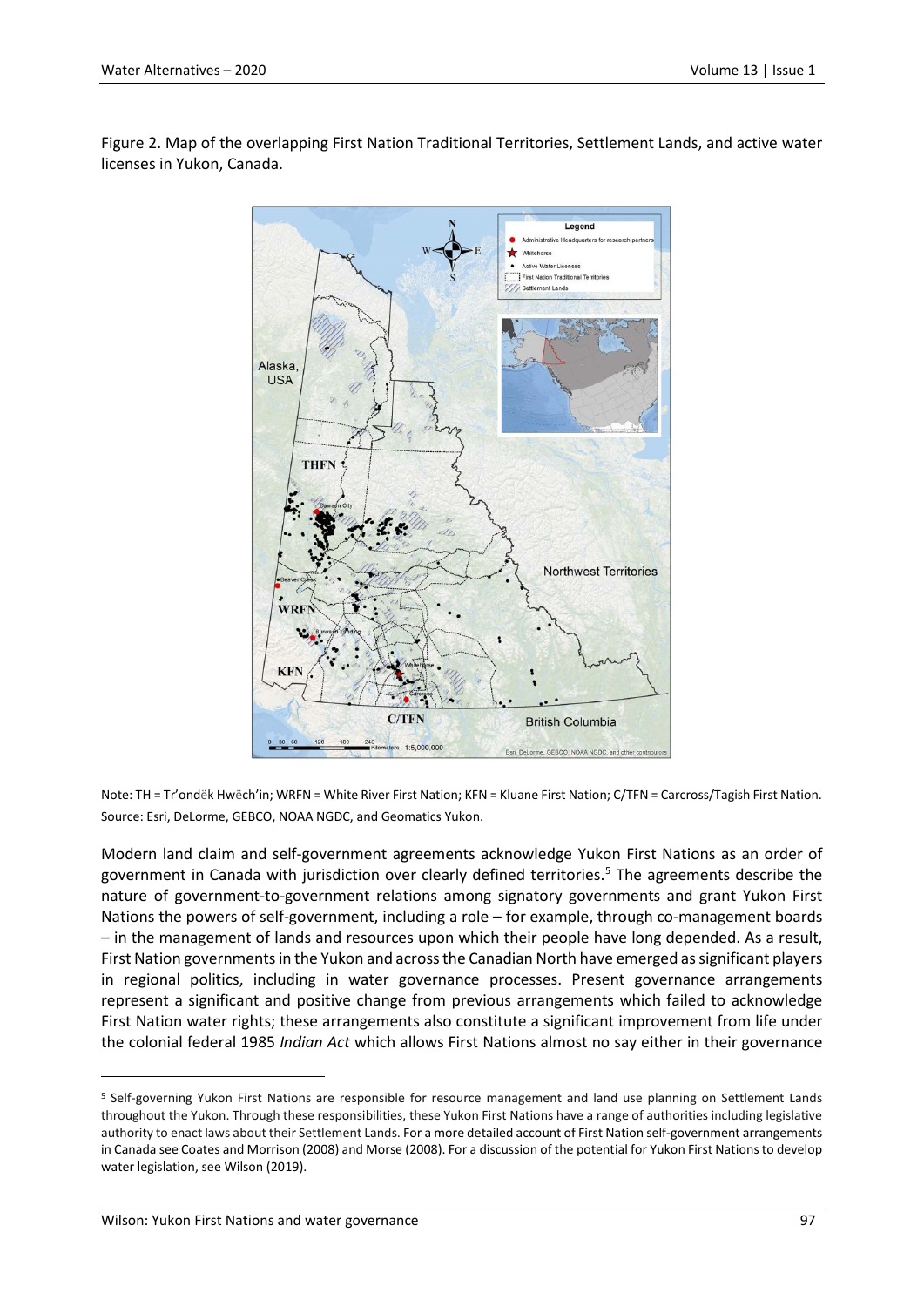Figure 2. Map of the overlapping First Nation Traditional Territories, Settlement Lands, and active water licenses in Yukon, Canada.

Note: TH = Tr'ondëk Hwëch'in; WRFN = White River First Nation; KFN = Kluane First Nation; C/TFN = Carcross/Tagish First Nation. Source: Esri, DeLorme, GEBCO, NOAA NGDC, and Geomatics Yukon.

Modern land claim and self-government agreements acknowledge Yukon First Nations as an order of government in Canada with jurisdiction over clearly defined territories.[5] The agreements describe the nature of government-to-government relations among signatory governments and grant Yukon First Nations the powers of self-government, including a role – for example, through co-management boards – in the management of lands and resources upon which their people have long depended. As a result, First Nation governments in the Yukon and across the Canadian North have emerged as significant players in regional politics, including in water governance processes. Present governance arrangements represent a significant and positive change from previous arrangements which failed to acknowledge First Nation water rights; these arrangements also constitute a significant improvement from life under the colonial federal 1985 *Indian Act* which allows First Nations almost no say either in their governance

[5] Self-governing Yukon First Nations are responsible for resource management and land use planning on Settlement Lands throughout the Yukon. Through these responsibilities, these Yukon First Nations have a range of authorities including legislative authority to enact laws about their Settlement Lands. For a more detailed account of First Nation self-government arrangements in Canada see Coates and Morrison (2008) and Morse (2008). For a discussion of the potential for Yukon First Nations to develop water legislation, see Wilson (2019).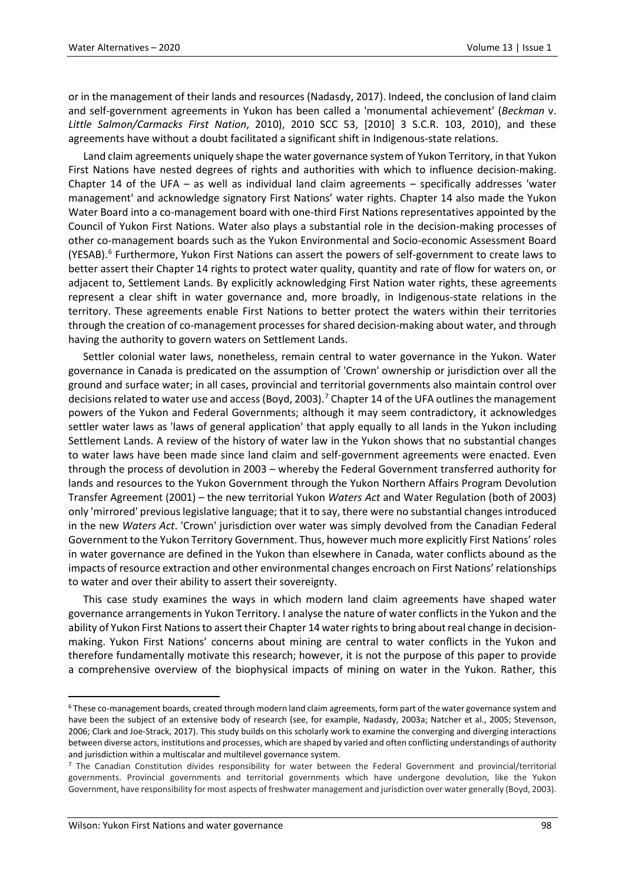or in the management of their lands and resources (Nadasdy, 2017). Indeed, the conclusion of land claim and self-government agreements in Yukon has been called a 'monumental achievement' (*Beckman* v. *Little Salmon/Carmacks First Nation*, 2010), 2010 SCC 53, [2010] 3 S.C.R. 103, 2010), and these agreements have without a doubt facilitated a significant shift in Indigenous-state relations.

Land claim agreements uniquely shape the water governance system of Yukon Territory, in that Yukon First Nations have nested degrees of rights and authorities with which to influence decision-making. Chapter 14 of the UFA – as well as individual land claim agreements – specifically addresses 'water management' and acknowledge signatory First Nations' water rights. Chapter 14 also made the Yukon Water Board into a co-management board with one-third First Nations representatives appointed by the Council of Yukon First Nations. Water also plays a substantial role in the decision-making processes of other co-management boards such as the Yukon Environmental and Socio-economic Assessment Board (YESAB).[6] Furthermore, Yukon First Nations can assert the powers of self-government to create laws to better assert their Chapter 14 rights to protect water quality, quantity and rate of flow for waters on, or adjacent to, Settlement Lands. By explicitly acknowledging First Nation water rights, these agreements represent a clear shift in water governance and, more broadly, in Indigenous-state relations in the territory. These agreements enable First Nations to better protect the waters within their territories through the creation of co-management processes for shared decision-making about water, and through having the authority to govern waters on Settlement Lands.

Settler colonial water laws, nonetheless, remain central to water governance in the Yukon. Water governance in Canada is predicated on the assumption of 'Crown' ownership or jurisdiction over all the ground and surface water; in all cases, provincial and territorial governments also maintain control over decisions related to water use and access (Boyd, 2003).[7] Chapter 14 of the UFA outlines the management powers of the Yukon and Federal Governments; although it may seem contradictory, it acknowledges settler water laws as 'laws of general application' that apply equally to all lands in the Yukon including Settlement Lands. A review of the history of water law in the Yukon shows that no substantial changes to water laws have been made since land claim and self-government agreements were enacted. Even through the process of devolution in 2003 – whereby the Federal Government transferred authority for lands and resources to the Yukon Government through the Yukon Northern Affairs Program Devolution Transfer Agreement (2001) – the new territorial Yukon *Waters Act* and Water Regulation (both of 2003) only 'mirrored' previous legislative language; that it to say, there were no substantial changes introduced in the new *Waters Act*. 'Crown' jurisdiction over water was simply devolved from the Canadian Federal Government to the Yukon Territory Government. Thus, however much more explicitly First Nations' roles in water governance are defined in the Yukon than elsewhere in Canada, water conflicts abound as the impacts of resource extraction and other environmental changes encroach on First Nations' relationships to water and over their ability to assert their sovereignty.

This case study examines the ways in which modern land claim agreements have shaped water governance arrangements in Yukon Territory. I analyse the nature of water conflicts in the Yukon and the ability of Yukon First Nations to assert their Chapter 14 water rights to bring about real change in decision-making. Yukon First Nations' concerns about mining are central to water conflicts in the Yukon and therefore fundamentally motivate this research; however, it is not the purpose of this paper to provide a comprehensive overview of the biophysical impacts of mining on water in the Yukon. Rather, this

---

[6] These co-management boards, created through modern land claim agreements, form part of the water governance system and have been the subject of an extensive body of research (see, for example, Nadasdy, 2003a; Natcher et al., 2005; Stevenson, 2006; Clark and Joe-Strack, 2017). This study builds on this scholarly work to examine the converging and diverging interactions between diverse actors, institutions and processes, which are shaped by varied and often conflicting understandings of authority and jurisdiction within a multiscalar and multilevel governance system.

[7] The Canadian Constitution divides responsibility for water between the Federal Government and provincial/territorial governments. Provincial governments and territorial governments which have undergone devolution, like the Yukon Government, have responsibility for most aspects of freshwater management and jurisdiction over water generally (Boyd, 2003).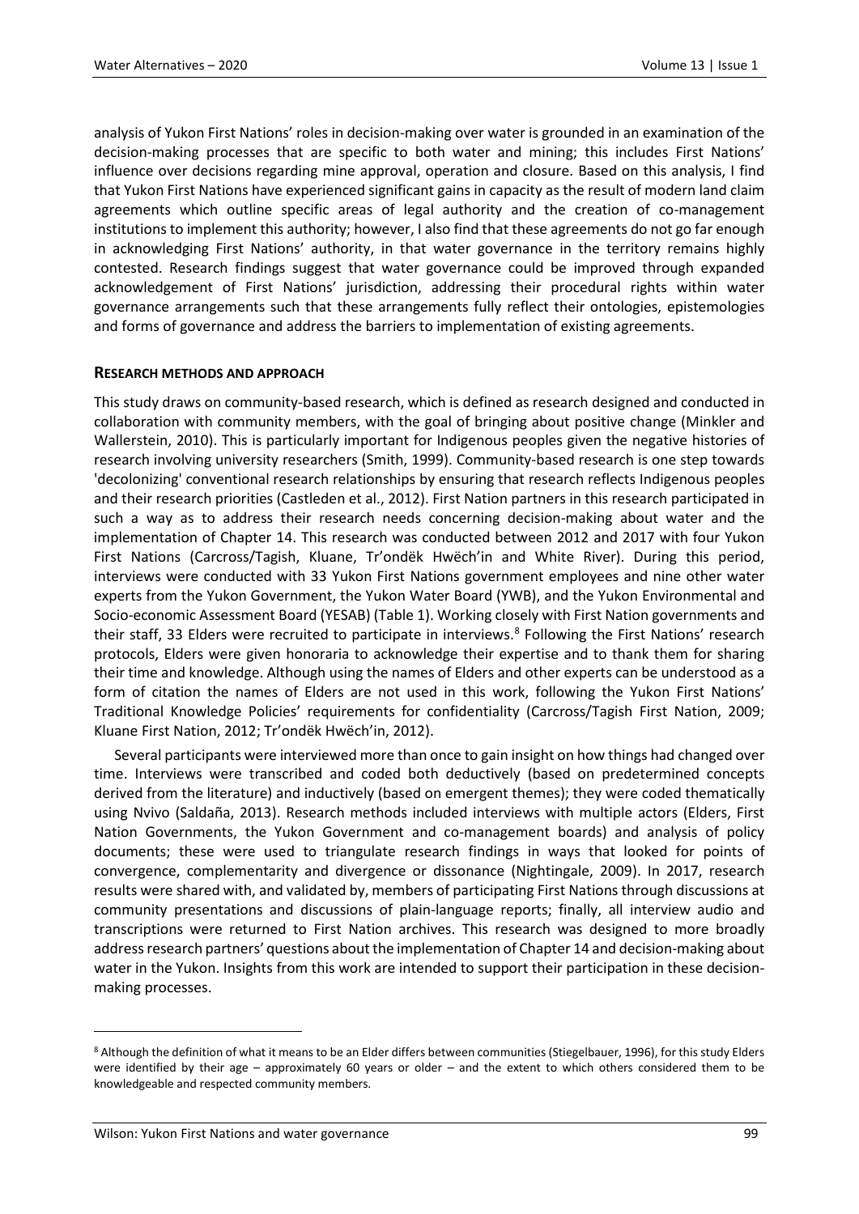analysis of Yukon First Nations' roles in decision-making over water is grounded in an examination of the decision-making processes that are specific to both water and mining; this includes First Nations' influence over decisions regarding mine approval, operation and closure. Based on this analysis, I find that Yukon First Nations have experienced significant gains in capacity as the result of modern land claim agreements which outline specific areas of legal authority and the creation of co-management institutions to implement this authority; however, I also find that these agreements do not go far enough in acknowledging First Nations' authority, in that water governance in the territory remains highly contested. Research findings suggest that water governance could be improved through expanded acknowledgement of First Nations' jurisdiction, addressing their procedural rights within water governance arrangements such that these arrangements fully reflect their ontologies, epistemologies and forms of governance and address the barriers to implementation of existing agreements.

## RESEARCH METHODS AND APPROACH

This study draws on community-based research, which is defined as research designed and conducted in collaboration with community members, with the goal of bringing about positive change (Minkler and Wallerstein, 2010). This is particularly important for Indigenous peoples given the negative histories of research involving university researchers (Smith, 1999). Community-based research is one step towards 'decolonizing' conventional research relationships by ensuring that research reflects Indigenous peoples and their research priorities (Castleden et al., 2012). First Nation partners in this research participated in such a way as to address their research needs concerning decision-making about water and the implementation of Chapter 14. This research was conducted between 2012 and 2017 with four Yukon First Nations (Carcross/Tagish, Kluane, Tr'ondëk Hwëch'in and White River). During this period, interviews were conducted with 33 Yukon First Nations government employees and nine other water experts from the Yukon Government, the Yukon Water Board (YWB), and the Yukon Environmental and Socio-economic Assessment Board (YESAB) (Table 1). Working closely with First Nation governments and their staff, 33 Elders were recruited to participate in interviews.[8] Following the First Nations' research protocols, Elders were given honoraria to acknowledge their expertise and to thank them for sharing their time and knowledge. Although using the names of Elders and other experts can be understood as a form of citation the names of Elders are not used in this work, following the Yukon First Nations' Traditional Knowledge Policies' requirements for confidentiality (Carcross/Tagish First Nation, 2009; Kluane First Nation, 2012; Tr'ondëk Hwëch'in, 2012).

Several participants were interviewed more than once to gain insight on how things had changed over time. Interviews were transcribed and coded both deductively (based on predetermined concepts derived from the literature) and inductively (based on emergent themes); they were coded thematically using Nvivo (Saldaña, 2013). Research methods included interviews with multiple actors (Elders, First Nation Governments, the Yukon Government and co-management boards) and analysis of policy documents; these were used to triangulate research findings in ways that looked for points of convergence, complementarity and divergence or dissonance (Nightingale, 2009). In 2017, research results were shared with, and validated by, members of participating First Nations through discussions at community presentations and discussions of plain-language reports; finally, all interview audio and transcriptions were returned to First Nation archives. This research was designed to more broadly address research partners' questions about the implementation of Chapter 14 and decision-making about water in the Yukon. Insights from this work are intended to support their participation in these decision-making processes.

[8] Although the definition of what it means to be an Elder differs between communities (Stiegelbauer, 1996), for this study Elders were identified by their age – approximately 60 years or older – and the extent to which others considered them to be knowledgeable and respected community members.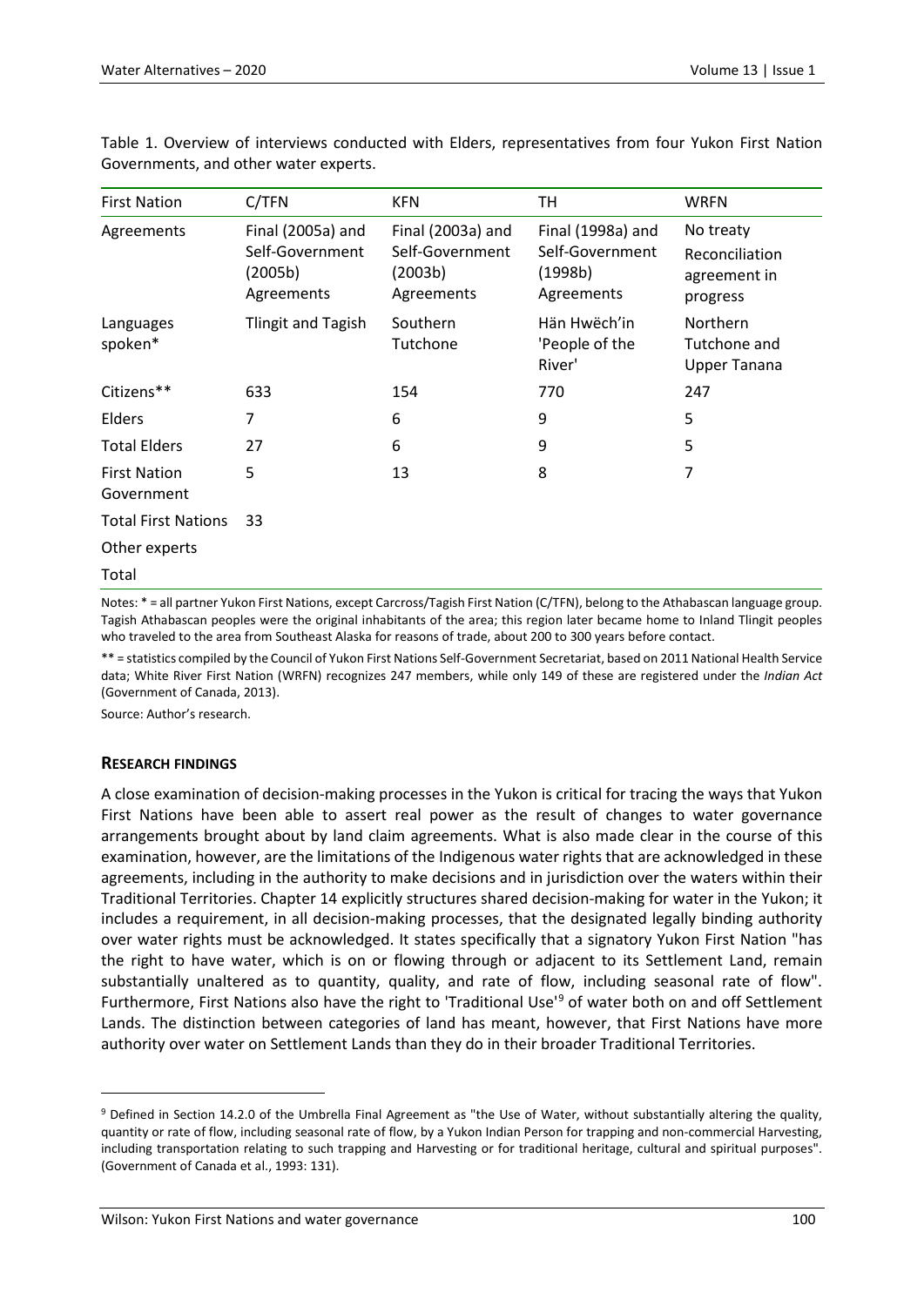Table 1. Overview of interviews conducted with Elders, representatives from four Yukon First Nation Governments, and other water experts.

| First Nation | C/TFN | KFN | TH | WRFN |
|---|---|---|---|---|
| Agreements | Final (2005a) and Self-Government (2005b) Agreements | Final (2003a) and Self-Government (2003b) Agreements | Final (1998a) and Self-Government (1998b) Agreements | No treaty Reconciliation agreement in progress |
| Languages spoken* | Tlingit and Tagish | Southern Tutchone | Hän Hwëch'in 'People of the River' | Northern Tutchone and Upper Tanana |
| Citizens** | 633 | 154 | 770 | 247 |
| Elders | 7 | 6 | 9 | 5 |
| Total Elders | 27 | 6 | 9 | 5 |
| First Nation Government | 5 | 13 | 8 | 7 |
| Total First Nations | 33 | | | |
| Other experts | | | | |
| Total | | | | |

Notes: * = all partner Yukon First Nations, except Carcross/Tagish First Nation (C/TFN), belong to the Athabascan language group. Tagish Athabascan peoples were the original inhabitants of the area; this region later became home to Inland Tlingit peoples who traveled to the area from Southeast Alaska for reasons of trade, about 200 to 300 years before contact.

** = statistics compiled by the Council of Yukon First Nations Self-Government Secretariat, based on 2011 National Health Service data; White River First Nation (WRFN) recognizes 247 members, while only 149 of these are registered under the *Indian Act* (Government of Canada, 2013).

Source: Author's research.

## RESEARCH FINDINGS

A close examination of decision-making processes in the Yukon is critical for tracing the ways that Yukon First Nations have been able to assert real power as the result of changes to water governance arrangements brought about by land claim agreements. What is also made clear in the course of this examination, however, are the limitations of the Indigenous water rights that are acknowledged in these agreements, including in the authority to make decisions and in jurisdiction over the waters within their Traditional Territories. Chapter 14 explicitly structures shared decision-making for water in the Yukon; it includes a requirement, in all decision-making processes, that the designated legally binding authority over water rights must be acknowledged. It states specifically that a signatory Yukon First Nation "has the right to have water, which is on or flowing through or adjacent to its Settlement Land, remain substantially unaltered as to quantity, quality, and rate of flow, including seasonal rate of flow". Furthermore, First Nations also have the right to 'Traditional Use'[9] of water both on and off Settlement Lands. The distinction between categories of land has meant, however, that First Nations have more authority over water on Settlement Lands than they do in their broader Traditional Territories.

[9] Defined in Section 14.2.0 of the Umbrella Final Agreement as "the Use of Water, without substantially altering the quality, quantity or rate of flow, including seasonal rate of flow, by a Yukon Indian Person for trapping and non-commercial Harvesting, including transportation relating to such trapping and Harvesting or for traditional heritage, cultural and spiritual purposes". (Government of Canada et al., 1993: 131).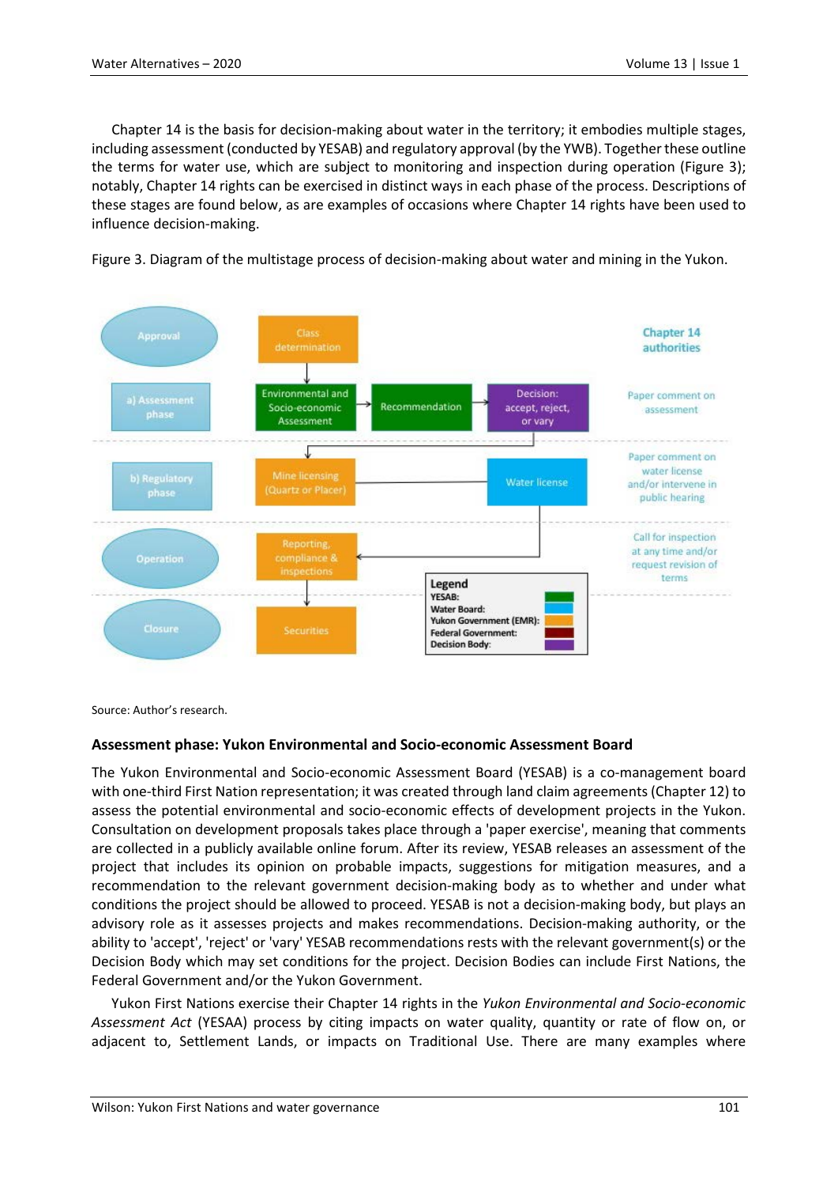Chapter 14 is the basis for decision-making about water in the territory; it embodies multiple stages, including assessment (conducted by YESAB) and regulatory approval (by the YWB). Together these outline the terms for water use, which are subject to monitoring and inspection during operation (Figure 3); notably, Chapter 14 rights can be exercised in distinct ways in each phase of the process. Descriptions of these stages are found below, as are examples of occasions where Chapter 14 rights have been used to influence decision-making.

Figure 3. Diagram of the multistage process of decision-making about water and mining in the Yukon.

Source: Author's research.

### Assessment phase: Yukon Environmental and Socio-economic Assessment Board

The Yukon Environmental and Socio-economic Assessment Board (YESAB) is a co-management board with one-third First Nation representation; it was created through land claim agreements (Chapter 12) to assess the potential environmental and socio-economic effects of development projects in the Yukon. Consultation on development proposals takes place through a 'paper exercise', meaning that comments are collected in a publicly available online forum. After its review, YESAB releases an assessment of the project that includes its opinion on probable impacts, suggestions for mitigation measures, and a recommendation to the relevant government decision-making body as to whether and under what conditions the project should be allowed to proceed. YESAB is not a decision-making body, but plays an advisory role as it assesses projects and makes recommendations. Decision-making authority, or the ability to 'accept', 'reject' or 'vary' YESAB recommendations rests with the relevant government(s) or the Decision Body which may set conditions for the project. Decision Bodies can include First Nations, the Federal Government and/or the Yukon Government.

Yukon First Nations exercise their Chapter 14 rights in the *Yukon Environmental and Socio-economic Assessment Act* (YESAA) process by citing impacts on water quality, quantity or rate of flow on, or adjacent to, Settlement Lands, or impacts on Traditional Use. There are many examples where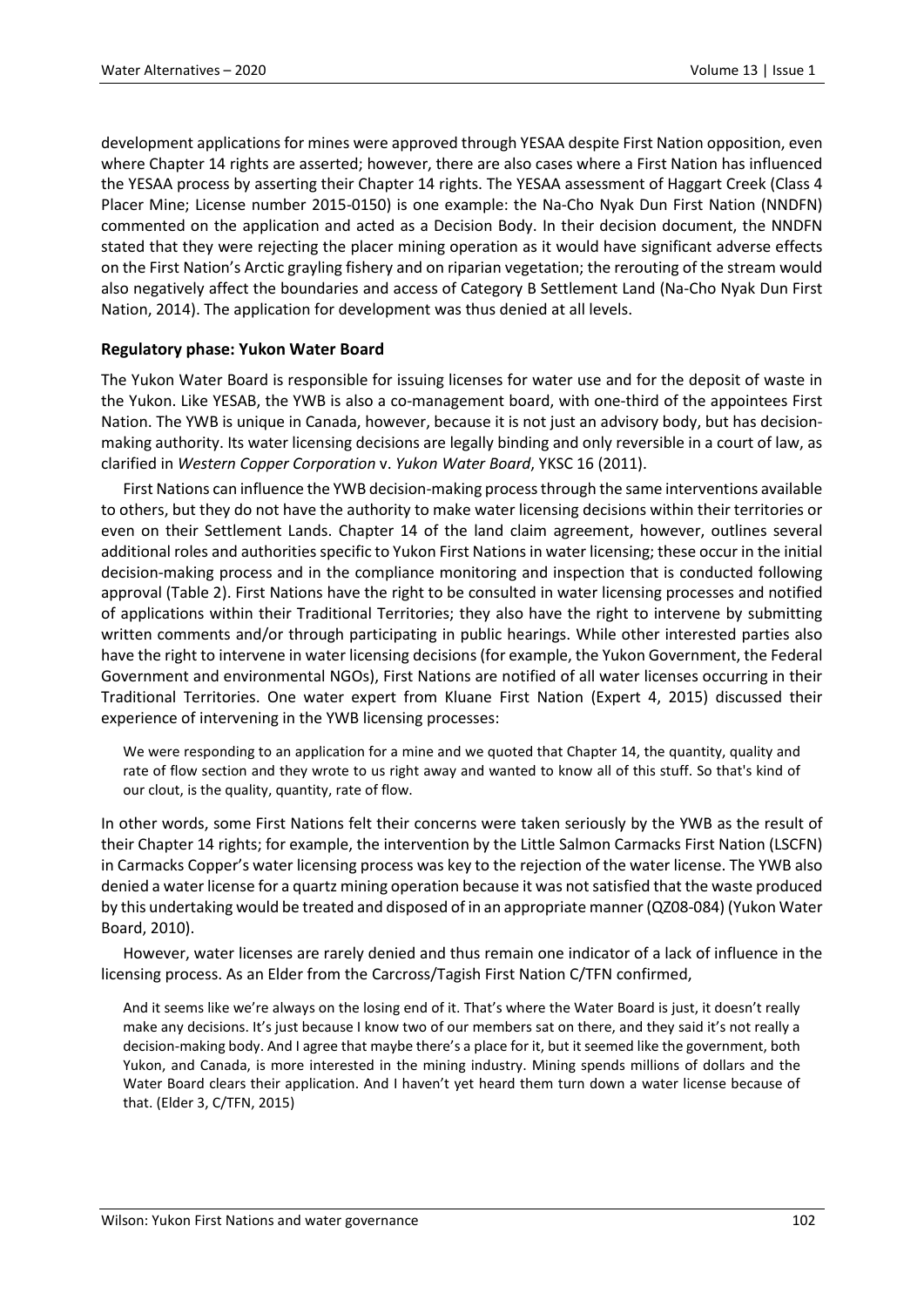development applications for mines were approved through YESAA despite First Nation opposition, even where Chapter 14 rights are asserted; however, there are also cases where a First Nation has influenced the YESAA process by asserting their Chapter 14 rights. The YESAA assessment of Haggart Creek (Class 4 Placer Mine; License number 2015-0150) is one example: the Na-Cho Nyak Dun First Nation (NNDFN) commented on the application and acted as a Decision Body. In their decision document, the NNDFN stated that they were rejecting the placer mining operation as it would have significant adverse effects on the First Nation's Arctic grayling fishery and on riparian vegetation; the rerouting of the stream would also negatively affect the boundaries and access of Category B Settlement Land (Na-Cho Nyak Dun First Nation, 2014). The application for development was thus denied at all levels.

### Regulatory phase: Yukon Water Board

The Yukon Water Board is responsible for issuing licenses for water use and for the deposit of waste in the Yukon. Like YESAB, the YWB is also a co-management board, with one-third of the appointees First Nation. The YWB is unique in Canada, however, because it is not just an advisory body, but has decision-making authority. Its water licensing decisions are legally binding and only reversible in a court of law, as clarified in *Western Copper Corporation* v. *Yukon Water Board*, YKSC 16 (2011).

First Nations can influence the YWB decision-making process through the same interventions available to others, but they do not have the authority to make water licensing decisions within their territories or even on their Settlement Lands. Chapter 14 of the land claim agreement, however, outlines several additional roles and authorities specific to Yukon First Nations in water licensing; these occur in the initial decision-making process and in the compliance monitoring and inspection that is conducted following approval (Table 2). First Nations have the right to be consulted in water licensing processes and notified of applications within their Traditional Territories; they also have the right to intervene by submitting written comments and/or through participating in public hearings. While other interested parties also have the right to intervene in water licensing decisions (for example, the Yukon Government, the Federal Government and environmental NGOs), First Nations are notified of all water licenses occurring in their Traditional Territories. One water expert from Kluane First Nation (Expert 4, 2015) discussed their experience of intervening in the YWB licensing processes:

> We were responding to an application for a mine and we quoted that Chapter 14, the quantity, quality and rate of flow section and they wrote to us right away and wanted to know all of this stuff. So that's kind of our clout, is the quality, quantity, rate of flow.

In other words, some First Nations felt their concerns were taken seriously by the YWB as the result of their Chapter 14 rights; for example, the intervention by the Little Salmon Carmacks First Nation (LSCFN) in Carmacks Copper's water licensing process was key to the rejection of the water license. The YWB also denied a water license for a quartz mining operation because it was not satisfied that the waste produced by this undertaking would be treated and disposed of in an appropriate manner (QZ08-084) (Yukon Water Board, 2010).

However, water licenses are rarely denied and thus remain one indicator of a lack of influence in the licensing process. As an Elder from the Carcross/Tagish First Nation C/TFN confirmed,

> And it seems like we're always on the losing end of it. That's where the Water Board is just, it doesn't really make any decisions. It's just because I know two of our members sat on there, and they said it's not really a decision-making body. And I agree that maybe there's a place for it, but it seemed like the government, both Yukon, and Canada, is more interested in the mining industry. Mining spends millions of dollars and the Water Board clears their application. And I haven't yet heard them turn down a water license because of that. (Elder 3, C/TFN, 2015)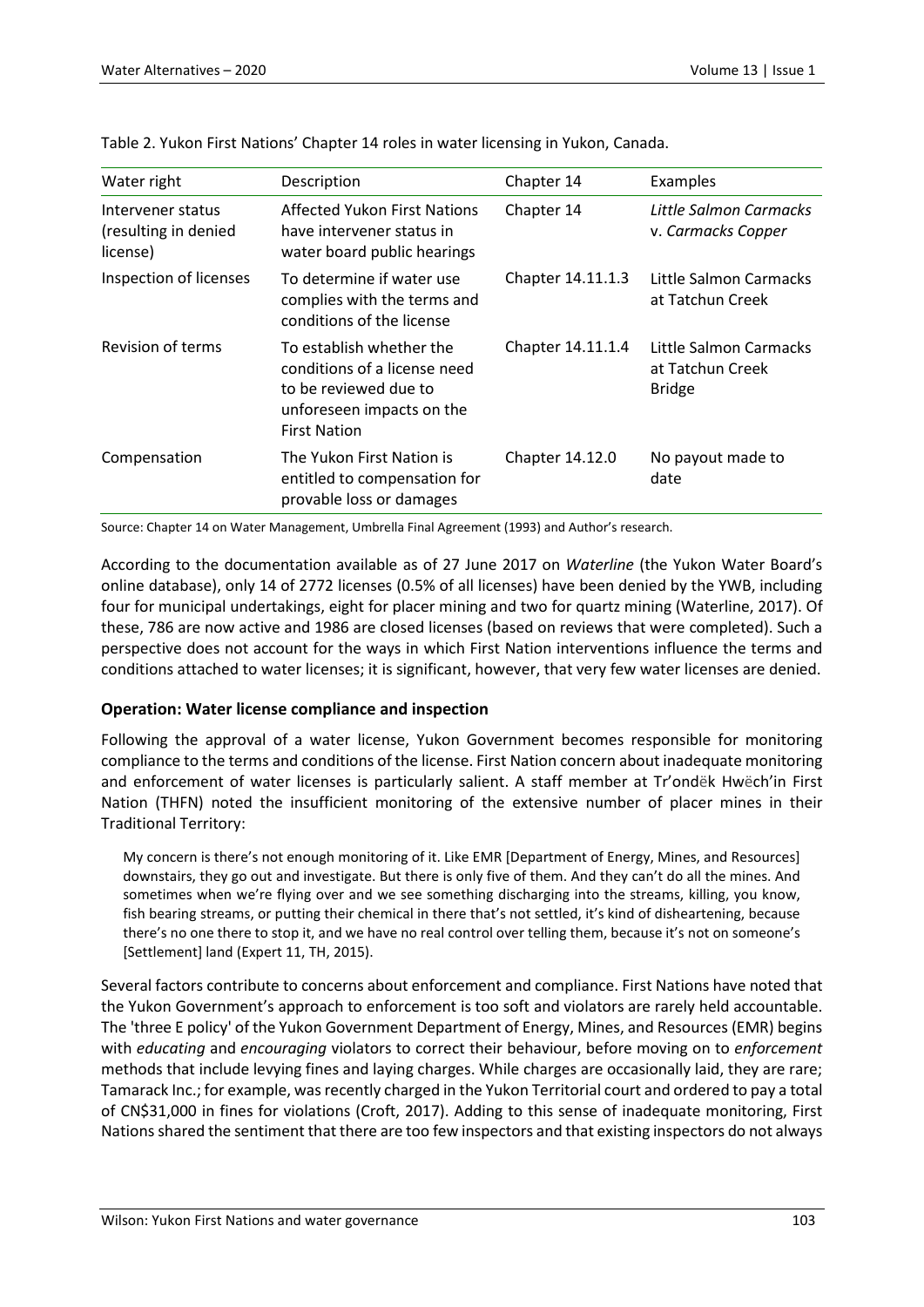Table 2. Yukon First Nations' Chapter 14 roles in water licensing in Yukon, Canada.

| Water right | Description | Chapter 14 | Examples |
|---|---|---|---|
| Intervener status (resulting in denied license) | Affected Yukon First Nations have intervener status in water board public hearings | Chapter 14 | *Little Salmon Carmacks* v. *Carmacks Copper* |
| Inspection of licenses | To determine if water use complies with the terms and conditions of the license | Chapter 14.11.1.3 | Little Salmon Carmacks at Tatchun Creek |
| Revision of terms | To establish whether the conditions of a license need to be reviewed due to unforeseen impacts on the First Nation | Chapter 14.11.1.4 | Little Salmon Carmacks at Tatchun Creek Bridge |
| Compensation | The Yukon First Nation is entitled to compensation for provable loss or damages | Chapter 14.12.0 | No payout made to date |

Source: Chapter 14 on Water Management, Umbrella Final Agreement (1993) and Author's research.

According to the documentation available as of 27 June 2017 on *Waterline* (the Yukon Water Board's online database), only 14 of 2772 licenses (0.5% of all licenses) have been denied by the YWB, including four for municipal undertakings, eight for placer mining and two for quartz mining (Waterline, 2017). Of these, 786 are now active and 1986 are closed licenses (based on reviews that were completed). Such a perspective does not account for the ways in which First Nation interventions influence the terms and conditions attached to water licenses; it is significant, however, that very few water licenses are denied.

### Operation: Water license compliance and inspection

Following the approval of a water license, Yukon Government becomes responsible for monitoring compliance to the terms and conditions of the license. First Nation concern about inadequate monitoring and enforcement of water licenses is particularly salient. A staff member at Tr'ondëk Hwëch'in First Nation (THFN) noted the insufficient monitoring of the extensive number of placer mines in their Traditional Territory:

> My concern is there's not enough monitoring of it. Like EMR [Department of Energy, Mines, and Resources] downstairs, they go out and investigate. But there is only five of them. And they can't do all the mines. And sometimes when we're flying over and we see something discharging into the streams, killing, you know, fish bearing streams, or putting their chemical in there that's not settled, it's kind of disheartening, because there's no one there to stop it, and we have no real control over telling them, because it's not on someone's [Settlement] land (Expert 11, TH, 2015).

Several factors contribute to concerns about enforcement and compliance. First Nations have noted that the Yukon Government's approach to enforcement is too soft and violators are rarely held accountable. The 'three E policy' of the Yukon Government Department of Energy, Mines, and Resources (EMR) begins with *educating* and *encouraging* violators to correct their behaviour, before moving on to *enforcement* methods that include levying fines and laying charges. While charges are occasionally laid, they are rare; Tamarack Inc.; for example, was recently charged in the Yukon Territorial court and ordered to pay a total of CN$31,000 in fines for violations (Croft, 2017). Adding to this sense of inadequate monitoring, First Nations shared the sentiment that there are too few inspectors and that existing inspectors do not always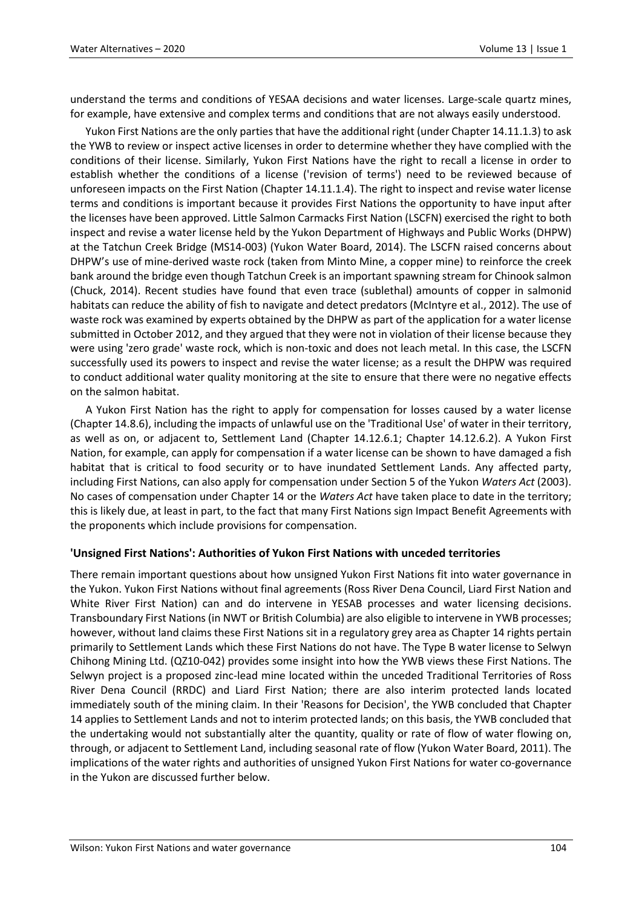understand the terms and conditions of YESAA decisions and water licenses. Large-scale quartz mines, for example, have extensive and complex terms and conditions that are not always easily understood.

Yukon First Nations are the only parties that have the additional right (under Chapter 14.11.1.3) to ask the YWB to review or inspect active licenses in order to determine whether they have complied with the conditions of their license. Similarly, Yukon First Nations have the right to recall a license in order to establish whether the conditions of a license ('revision of terms') need to be reviewed because of unforeseen impacts on the First Nation (Chapter 14.11.1.4). The right to inspect and revise water license terms and conditions is important because it provides First Nations the opportunity to have input after the licenses have been approved. Little Salmon Carmacks First Nation (LSCFN) exercised the right to both inspect and revise a water license held by the Yukon Department of Highways and Public Works (DHPW) at the Tatchun Creek Bridge (MS14-003) (Yukon Water Board, 2014). The LSCFN raised concerns about DHPW's use of mine-derived waste rock (taken from Minto Mine, a copper mine) to reinforce the creek bank around the bridge even though Tatchun Creek is an important spawning stream for Chinook salmon (Chuck, 2014). Recent studies have found that even trace (sublethal) amounts of copper in salmonid habitats can reduce the ability of fish to navigate and detect predators (McIntyre et al., 2012). The use of waste rock was examined by experts obtained by the DHPW as part of the application for a water license submitted in October 2012, and they argued that they were not in violation of their license because they were using 'zero grade' waste rock, which is non-toxic and does not leach metal. In this case, the LSCFN successfully used its powers to inspect and revise the water license; as a result the DHPW was required to conduct additional water quality monitoring at the site to ensure that there were no negative effects on the salmon habitat.

A Yukon First Nation has the right to apply for compensation for losses caused by a water license (Chapter 14.8.6), including the impacts of unlawful use on the 'Traditional Use' of water in their territory, as well as on, or adjacent to, Settlement Land (Chapter 14.12.6.1; Chapter 14.12.6.2). A Yukon First Nation, for example, can apply for compensation if a water license can be shown to have damaged a fish habitat that is critical to food security or to have inundated Settlement Lands. Any affected party, including First Nations, can also apply for compensation under Section 5 of the Yukon *Waters Act* (2003). No cases of compensation under Chapter 14 or the *Waters Act* have taken place to date in the territory; this is likely due, at least in part, to the fact that many First Nations sign Impact Benefit Agreements with the proponents which include provisions for compensation.

### 'Unsigned First Nations': Authorities of Yukon First Nations with unceded territories

There remain important questions about how unsigned Yukon First Nations fit into water governance in the Yukon. Yukon First Nations without final agreements (Ross River Dena Council, Liard First Nation and White River First Nation) can and do intervene in YESAB processes and water licensing decisions. Transboundary First Nations (in NWT or British Columbia) are also eligible to intervene in YWB processes; however, without land claims these First Nations sit in a regulatory grey area as Chapter 14 rights pertain primarily to Settlement Lands which these First Nations do not have. The Type B water license to Selwyn Chihong Mining Ltd. (QZ10-042) provides some insight into how the YWB views these First Nations. The Selwyn project is a proposed zinc-lead mine located within the unceded Traditional Territories of Ross River Dena Council (RRDC) and Liard First Nation; there are also interim protected lands located immediately south of the mining claim. In their 'Reasons for Decision', the YWB concluded that Chapter 14 applies to Settlement Lands and not to interim protected lands; on this basis, the YWB concluded that the undertaking would not substantially alter the quantity, quality or rate of flow of water flowing on, through, or adjacent to Settlement Land, including seasonal rate of flow (Yukon Water Board, 2011). The implications of the water rights and authorities of unsigned Yukon First Nations for water co-governance in the Yukon are discussed further below.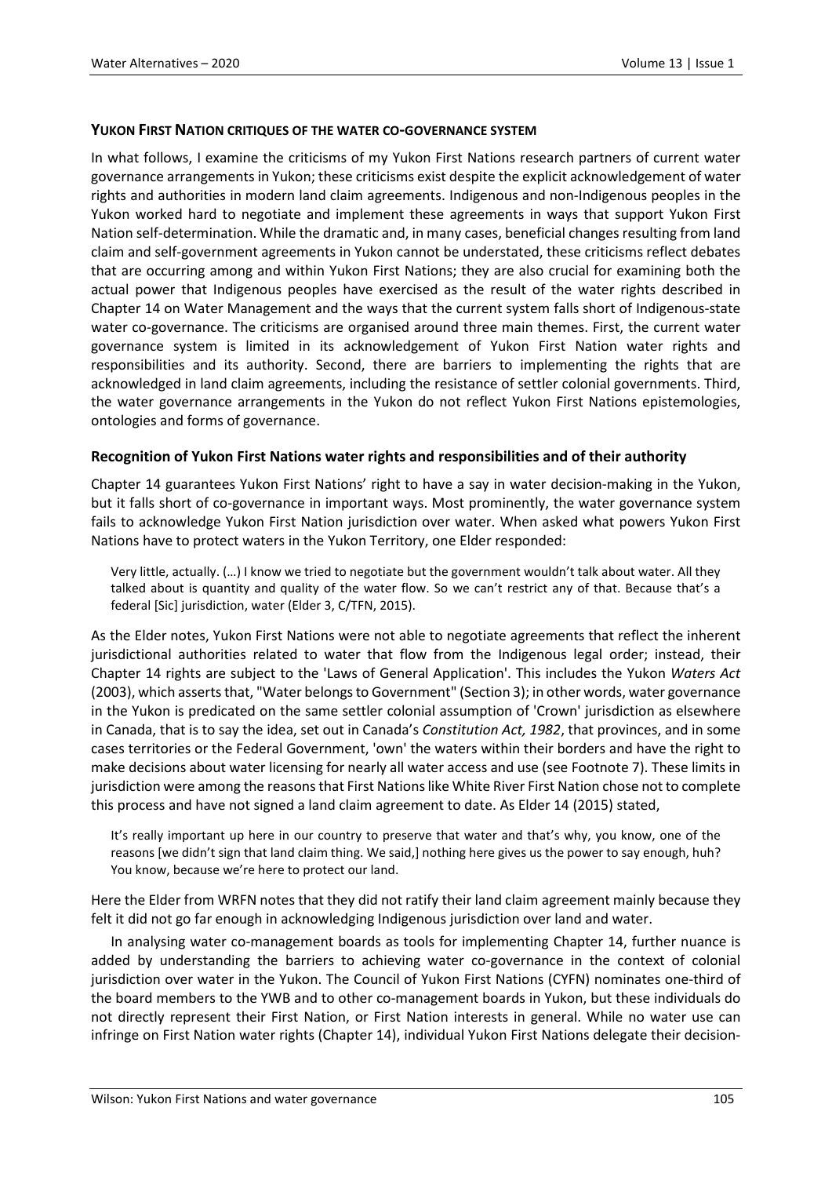## YUKON FIRST NATION CRITIQUES OF THE WATER CO-GOVERNANCE SYSTEM

In what follows, I examine the criticisms of my Yukon First Nations research partners of current water governance arrangements in Yukon; these criticisms exist despite the explicit acknowledgement of water rights and authorities in modern land claim agreements. Indigenous and non-Indigenous peoples in the Yukon worked hard to negotiate and implement these agreements in ways that support Yukon First Nation self-determination. While the dramatic and, in many cases, beneficial changes resulting from land claim and self-government agreements in Yukon cannot be understated, these criticisms reflect debates that are occurring among and within Yukon First Nations; they are also crucial for examining both the actual power that Indigenous peoples have exercised as the result of the water rights described in Chapter 14 on Water Management and the ways that the current system falls short of Indigenous-state water co-governance. The criticisms are organised around three main themes. First, the current water governance system is limited in its acknowledgement of Yukon First Nation water rights and responsibilities and its authority. Second, there are barriers to implementing the rights that are acknowledged in land claim agreements, including the resistance of settler colonial governments. Third, the water governance arrangements in the Yukon do not reflect Yukon First Nations epistemologies, ontologies and forms of governance.

### Recognition of Yukon First Nations water rights and responsibilities and of their authority

Chapter 14 guarantees Yukon First Nations' right to have a say in water decision-making in the Yukon, but it falls short of co-governance in important ways. Most prominently, the water governance system fails to acknowledge Yukon First Nation jurisdiction over water. When asked what powers Yukon First Nations have to protect waters in the Yukon Territory, one Elder responded:

> Very little, actually. (…) I know we tried to negotiate but the government wouldn't talk about water. All they talked about is quantity and quality of the water flow. So we can't restrict any of that. Because that's a federal [Sic] jurisdiction, water (Elder 3, C/TFN, 2015).

As the Elder notes, Yukon First Nations were not able to negotiate agreements that reflect the inherent jurisdictional authorities related to water that flow from the Indigenous legal order; instead, their Chapter 14 rights are subject to the 'Laws of General Application'. This includes the Yukon *Waters Act* (2003), which asserts that, "Water belongs to Government" (Section 3); in other words, water governance in the Yukon is predicated on the same settler colonial assumption of 'Crown' jurisdiction as elsewhere in Canada, that is to say the idea, set out in Canada's *Constitution Act, 1982*, that provinces, and in some cases territories or the Federal Government, 'own' the waters within their borders and have the right to make decisions about water licensing for nearly all water access and use (see Footnote 7). These limits in jurisdiction were among the reasons that First Nations like White River First Nation chose not to complete this process and have not signed a land claim agreement to date. As Elder 14 (2015) stated,

> It's really important up here in our country to preserve that water and that's why, you know, one of the reasons [we didn't sign that land claim thing. We said,] nothing here gives us the power to say enough, huh? You know, because we're here to protect our land.

Here the Elder from WRFN notes that they did not ratify their land claim agreement mainly because they felt it did not go far enough in acknowledging Indigenous jurisdiction over land and water.

In analysing water co-management boards as tools for implementing Chapter 14, further nuance is added by understanding the barriers to achieving water co-governance in the context of colonial jurisdiction over water in the Yukon. The Council of Yukon First Nations (CYFN) nominates one-third of the board members to the YWB and to other co-management boards in Yukon, but these individuals do not directly represent their First Nation, or First Nation interests in general. While no water use can infringe on First Nation water rights (Chapter 14), individual Yukon First Nations delegate their decision-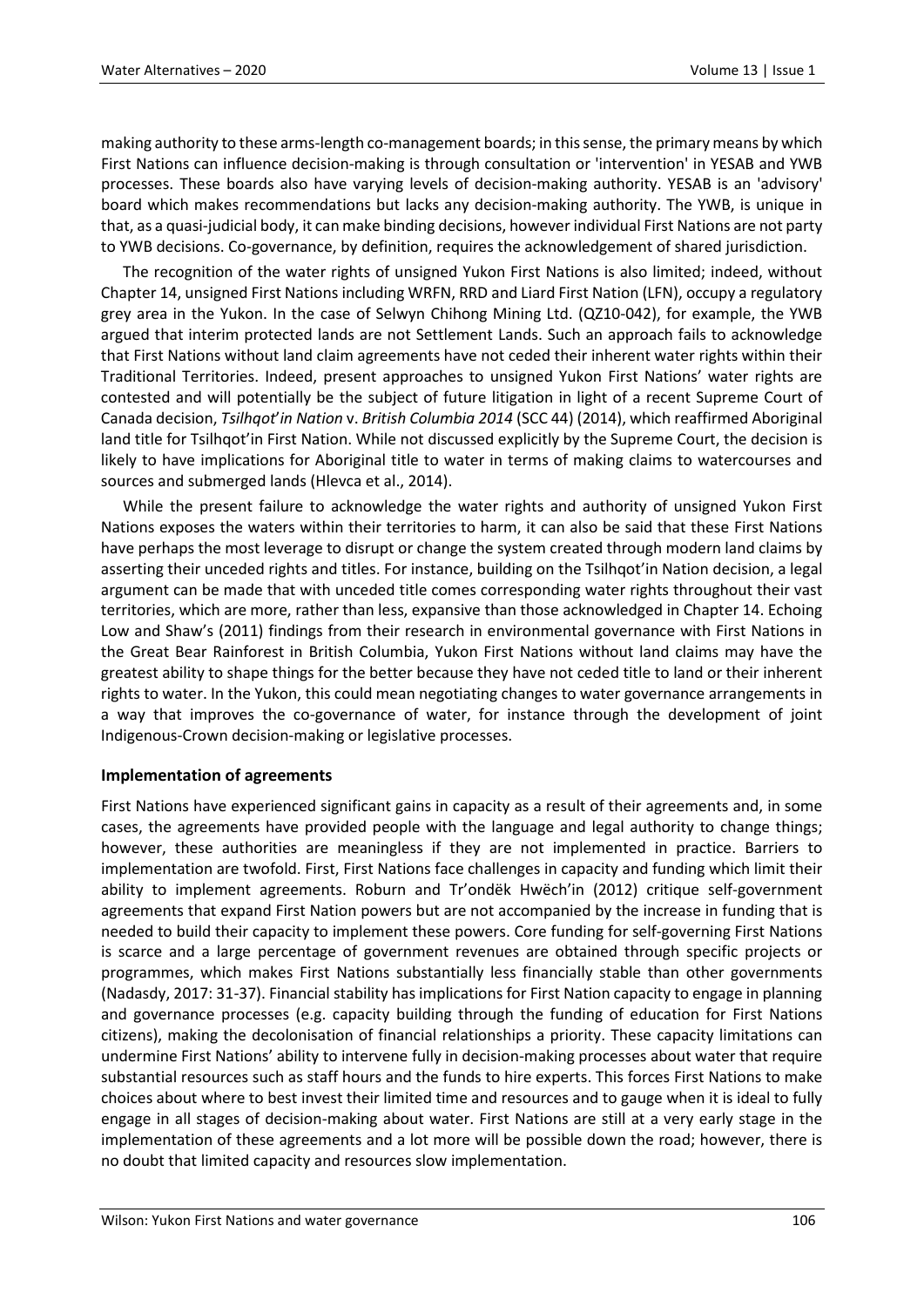making authority to these arms-length co-management boards; in this sense, the primary means by which First Nations can influence decision-making is through consultation or 'intervention' in YESAB and YWB processes. These boards also have varying levels of decision-making authority. YESAB is an 'advisory' board which makes recommendations but lacks any decision-making authority. The YWB, is unique in that, as a quasi-judicial body, it can make binding decisions, however individual First Nations are not party to YWB decisions. Co-governance, by definition, requires the acknowledgement of shared jurisdiction.

The recognition of the water rights of unsigned Yukon First Nations is also limited; indeed, without Chapter 14, unsigned First Nations including WRFN, RRD and Liard First Nation (LFN), occupy a regulatory grey area in the Yukon. In the case of Selwyn Chihong Mining Ltd. (QZ10-042), for example, the YWB argued that interim protected lands are not Settlement Lands. Such an approach fails to acknowledge that First Nations without land claim agreements have not ceded their inherent water rights within their Traditional Territories. Indeed, present approaches to unsigned Yukon First Nations' water rights are contested and will potentially be the subject of future litigation in light of a recent Supreme Court of Canada decision, *Tsilhqot'in Nation* v. *British Columbia 2014* (SCC 44) (2014), which reaffirmed Aboriginal land title for Tsilhqot'in First Nation. While not discussed explicitly by the Supreme Court, the decision is likely to have implications for Aboriginal title to water in terms of making claims to watercourses and sources and submerged lands (Hlevca et al., 2014).

While the present failure to acknowledge the water rights and authority of unsigned Yukon First Nations exposes the waters within their territories to harm, it can also be said that these First Nations have perhaps the most leverage to disrupt or change the system created through modern land claims by asserting their unceded rights and titles. For instance, building on the Tsilhqot'in Nation decision, a legal argument can be made that with unceded title comes corresponding water rights throughout their vast territories, which are more, rather than less, expansive than those acknowledged in Chapter 14. Echoing Low and Shaw's (2011) findings from their research in environmental governance with First Nations in the Great Bear Rainforest in British Columbia, Yukon First Nations without land claims may have the greatest ability to shape things for the better because they have not ceded title to land or their inherent rights to water. In the Yukon, this could mean negotiating changes to water governance arrangements in a way that improves the co-governance of water, for instance through the development of joint Indigenous-Crown decision-making or legislative processes.

### Implementation of agreements

First Nations have experienced significant gains in capacity as a result of their agreements and, in some cases, the agreements have provided people with the language and legal authority to change things; however, these authorities are meaningless if they are not implemented in practice. Barriers to implementation are twofold. First, First Nations face challenges in capacity and funding which limit their ability to implement agreements. Roburn and Tr'ondëk Hwëch'in (2012) critique self-government agreements that expand First Nation powers but are not accompanied by the increase in funding that is needed to build their capacity to implement these powers. Core funding for self-governing First Nations is scarce and a large percentage of government revenues are obtained through specific projects or programmes, which makes First Nations substantially less financially stable than other governments (Nadasdy, 2017: 31-37). Financial stability has implications for First Nation capacity to engage in planning and governance processes (e.g. capacity building through the funding of education for First Nations citizens), making the decolonisation of financial relationships a priority. These capacity limitations can undermine First Nations' ability to intervene fully in decision-making processes about water that require substantial resources such as staff hours and the funds to hire experts. This forces First Nations to make choices about where to best invest their limited time and resources and to gauge when it is ideal to fully engage in all stages of decision-making about water. First Nations are still at a very early stage in the implementation of these agreements and a lot more will be possible down the road; however, there is no doubt that limited capacity and resources slow implementation.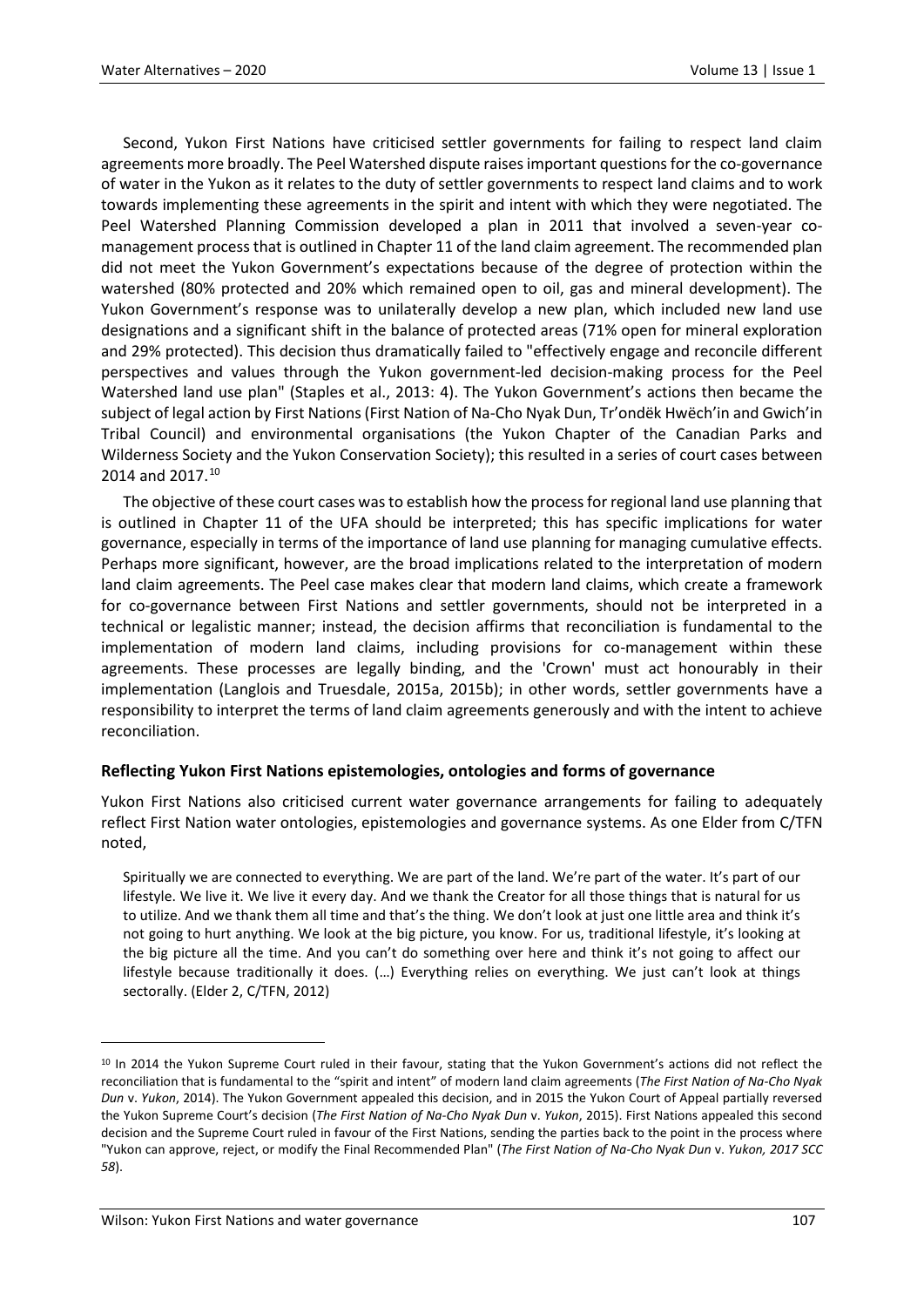Second, Yukon First Nations have criticised settler governments for failing to respect land claim agreements more broadly. The Peel Watershed dispute raises important questions for the co-governance of water in the Yukon as it relates to the duty of settler governments to respect land claims and to work towards implementing these agreements in the spirit and intent with which they were negotiated. The Peel Watershed Planning Commission developed a plan in 2011 that involved a seven-year co-management process that is outlined in Chapter 11 of the land claim agreement. The recommended plan did not meet the Yukon Government's expectations because of the degree of protection within the watershed (80% protected and 20% which remained open to oil, gas and mineral development). The Yukon Government's response was to unilaterally develop a new plan, which included new land use designations and a significant shift in the balance of protected areas (71% open for mineral exploration and 29% protected). This decision thus dramatically failed to "effectively engage and reconcile different perspectives and values through the Yukon government-led decision-making process for the Peel Watershed land use plan" (Staples et al., 2013: 4). The Yukon Government's actions then became the subject of legal action by First Nations (First Nation of Na-Cho Nyak Dun, Tr'ondëk Hwëch'in and Gwich'in Tribal Council) and environmental organisations (the Yukon Chapter of the Canadian Parks and Wilderness Society and the Yukon Conservation Society); this resulted in a series of court cases between 2014 and 2017.[10]

The objective of these court cases was to establish how the process for regional land use planning that is outlined in Chapter 11 of the UFA should be interpreted; this has specific implications for water governance, especially in terms of the importance of land use planning for managing cumulative effects. Perhaps more significant, however, are the broad implications related to the interpretation of modern land claim agreements. The Peel case makes clear that modern land claims, which create a framework for co-governance between First Nations and settler governments, should not be interpreted in a technical or legalistic manner; instead, the decision affirms that reconciliation is fundamental to the implementation of modern land claims, including provisions for co-management within these agreements. These processes are legally binding, and the 'Crown' must act honourably in their implementation (Langlois and Truesdale, 2015a, 2015b); in other words, settler governments have a responsibility to interpret the terms of land claim agreements generously and with the intent to achieve reconciliation.

### Reflecting Yukon First Nations epistemologies, ontologies and forms of governance

Yukon First Nations also criticised current water governance arrangements for failing to adequately reflect First Nation water ontologies, epistemologies and governance systems. As one Elder from C/TFN noted,

> Spiritually we are connected to everything. We are part of the land. We're part of the water. It's part of our lifestyle. We live it. We live it every day. And we thank the Creator for all those things that is natural for us to utilize. And we thank them all time and that's the thing. We don't look at just one little area and think it's not going to hurt anything. We look at the big picture, you know. For us, traditional lifestyle, it's looking at the big picture all the time. And you can't do something over here and think it's not going to affect our lifestyle because traditionally it does. (…) Everything relies on everything. We just can't look at things sectorally. (Elder 2, C/TFN, 2012)

---

[10] In 2014 the Yukon Supreme Court ruled in their favour, stating that the Yukon Government's actions did not reflect the reconciliation that is fundamental to the "spirit and intent" of modern land claim agreements (*The First Nation of Na-Cho Nyak Dun* v. *Yukon*, 2014). The Yukon Government appealed this decision, and in 2015 the Yukon Court of Appeal partially reversed the Yukon Supreme Court's decision (*The First Nation of Na-Cho Nyak Dun* v. *Yukon*, 2015). First Nations appealed this second decision and the Supreme Court ruled in favour of the First Nations, sending the parties back to the point in the process where "Yukon can approve, reject, or modify the Final Recommended Plan" (*The First Nation of Na-Cho Nyak Dun* v. *Yukon, 2017 SCC 58*).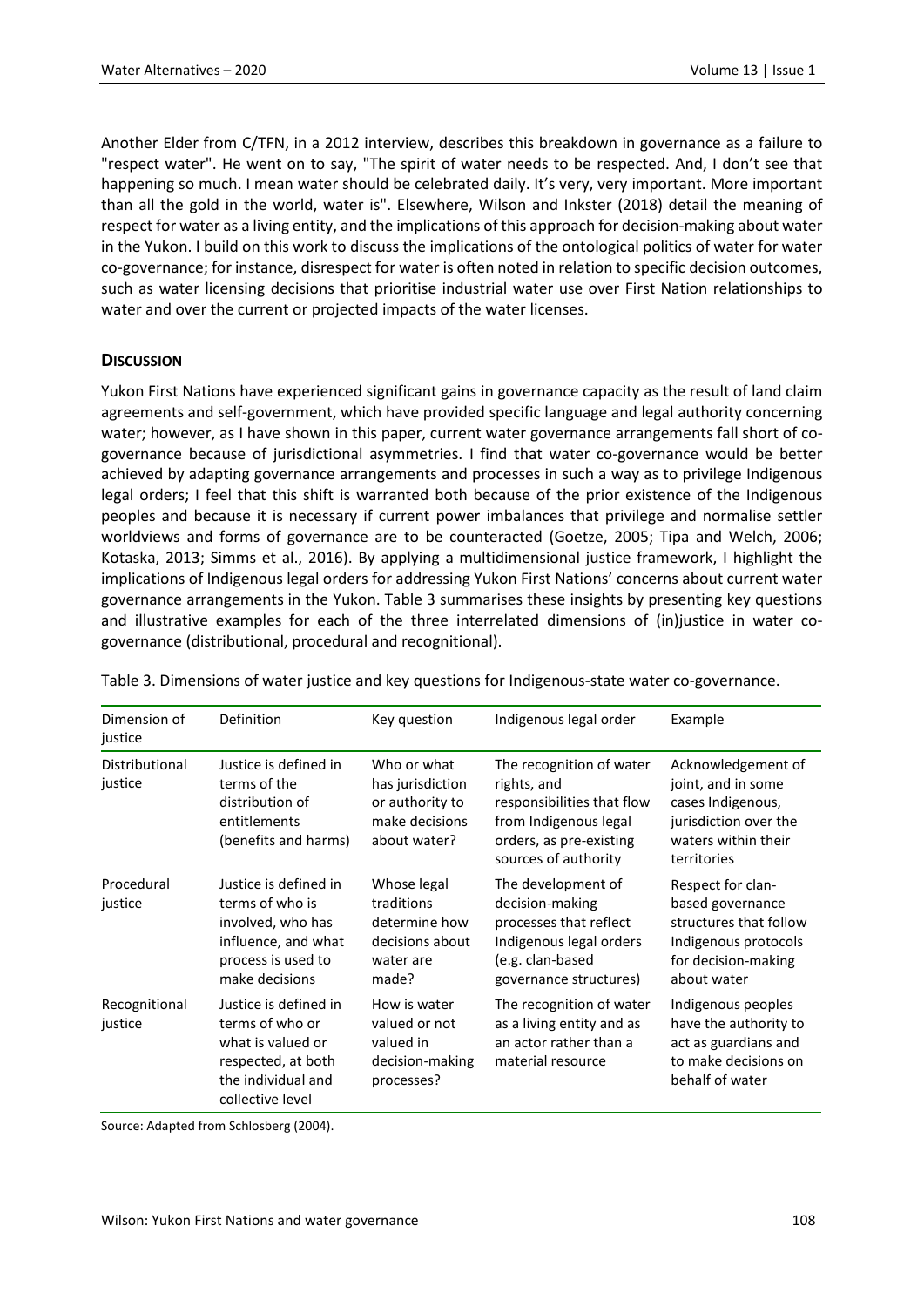Another Elder from C/TFN, in a 2012 interview, describes this breakdown in governance as a failure to "respect water". He went on to say, "The spirit of water needs to be respected. And, I don't see that happening so much. I mean water should be celebrated daily. It's very, very important. More important than all the gold in the world, water is". Elsewhere, Wilson and Inkster (2018) detail the meaning of respect for water as a living entity, and the implications of this approach for decision-making about water in the Yukon. I build on this work to discuss the implications of the ontological politics of water for water co-governance; for instance, disrespect for water is often noted in relation to specific decision outcomes, such as water licensing decisions that prioritise industrial water use over First Nation relationships to water and over the current or projected impacts of the water licenses.

## Discussion

Yukon First Nations have experienced significant gains in governance capacity as the result of land claim agreements and self-government, which have provided specific language and legal authority concerning water; however, as I have shown in this paper, current water governance arrangements fall short of co-governance because of jurisdictional asymmetries. I find that water co-governance would be better achieved by adapting governance arrangements and processes in such a way as to privilege Indigenous legal orders; I feel that this shift is warranted both because of the prior existence of the Indigenous peoples and because it is necessary if current power imbalances that privilege and normalise settler worldviews and forms of governance are to be counteracted (Goetze, 2005; Tipa and Welch, 2006; Kotaska, 2013; Simms et al., 2016). By applying a multidimensional justice framework, I highlight the implications of Indigenous legal orders for addressing Yukon First Nations' concerns about current water governance arrangements in the Yukon. Table 3 summarises these insights by presenting key questions and illustrative examples for each of the three interrelated dimensions of (in)justice in water co-governance (distributional, procedural and recognitional).

Table 3. Dimensions of water justice and key questions for Indigenous-state water co-governance.

| Dimension of justice | Definition | Key question | Indigenous legal order | Example |
|---|---|---|---|---|
| Distributional justice | Justice is defined in terms of the distribution of entitlements (benefits and harms) | Who or what has jurisdiction or authority to make decisions about water? | The recognition of water rights, and responsibilities that flow from Indigenous legal orders, as pre-existing sources of authority | Acknowledgement of joint, and in some cases Indigenous, jurisdiction over the waters within their territories |
| Procedural justice | Justice is defined in terms of who is involved, who has influence, and what process is used to make decisions | Whose legal traditions determine how decisions about water are made? | The development of decision-making processes that reflect Indigenous legal orders (e.g. clan-based governance structures) | Respect for clan-based governance structures that follow Indigenous protocols for decision-making about water |
| Recognitional justice | Justice is defined in terms of who or what is valued or respected, at both the individual and collective level | How is water valued or not valued in decision-making processes? | The recognition of water as a living entity and as an actor rather than a material resource | Indigenous peoples have the authority to act as guardians and to make decisions on behalf of water |

Source: Adapted from Schlosberg (2004).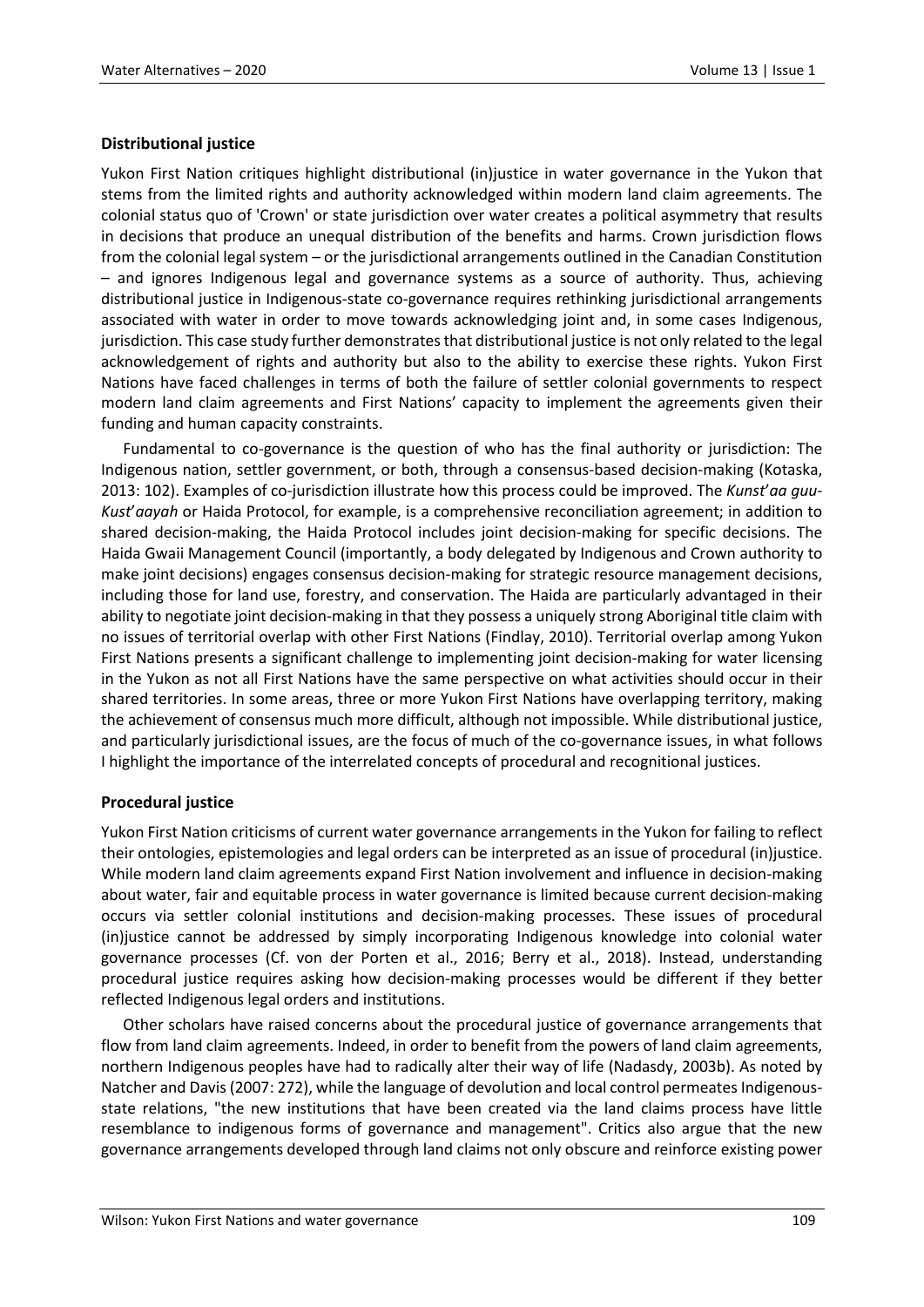### Distributional justice

Yukon First Nation critiques highlight distributional (in)justice in water governance in the Yukon that stems from the limited rights and authority acknowledged within modern land claim agreements. The colonial status quo of 'Crown' or state jurisdiction over water creates a political asymmetry that results in decisions that produce an unequal distribution of the benefits and harms. Crown jurisdiction flows from the colonial legal system – or the jurisdictional arrangements outlined in the Canadian Constitution – and ignores Indigenous legal and governance systems as a source of authority. Thus, achieving distributional justice in Indigenous-state co-governance requires rethinking jurisdictional arrangements associated with water in order to move towards acknowledging joint and, in some cases Indigenous, jurisdiction. This case study further demonstrates that distributional justice is not only related to the legal acknowledgement of rights and authority but also to the ability to exercise these rights. Yukon First Nations have faced challenges in terms of both the failure of settler colonial governments to respect modern land claim agreements and First Nations' capacity to implement the agreements given their funding and human capacity constraints.

Fundamental to co-governance is the question of who has the final authority or jurisdiction: The Indigenous nation, settler government, or both, through a consensus-based decision-making (Kotaska, 2013: 102). Examples of co-jurisdiction illustrate how this process could be improved. The *Kunst'aa guu-Kust'aayah* or Haida Protocol, for example, is a comprehensive reconciliation agreement; in addition to shared decision-making, the Haida Protocol includes joint decision-making for specific decisions. The Haida Gwaii Management Council (importantly, a body delegated by Indigenous and Crown authority to make joint decisions) engages consensus decision-making for strategic resource management decisions, including those for land use, forestry, and conservation. The Haida are particularly advantaged in their ability to negotiate joint decision-making in that they possess a uniquely strong Aboriginal title claim with no issues of territorial overlap with other First Nations (Findlay, 2010). Territorial overlap among Yukon First Nations presents a significant challenge to implementing joint decision-making for water licensing in the Yukon as not all First Nations have the same perspective on what activities should occur in their shared territories. In some areas, three or more Yukon First Nations have overlapping territory, making the achievement of consensus much more difficult, although not impossible. While distributional justice, and particularly jurisdictional issues, are the focus of much of the co-governance issues, in what follows I highlight the importance of the interrelated concepts of procedural and recognitional justices.

### Procedural justice

Yukon First Nation criticisms of current water governance arrangements in the Yukon for failing to reflect their ontologies, epistemologies and legal orders can be interpreted as an issue of procedural (in)justice. While modern land claim agreements expand First Nation involvement and influence in decision-making about water, fair and equitable process in water governance is limited because current decision-making occurs via settler colonial institutions and decision-making processes. These issues of procedural (in)justice cannot be addressed by simply incorporating Indigenous knowledge into colonial water governance processes (Cf. von der Porten et al., 2016; Berry et al., 2018). Instead, understanding procedural justice requires asking how decision-making processes would be different if they better reflected Indigenous legal orders and institutions.

Other scholars have raised concerns about the procedural justice of governance arrangements that flow from land claim agreements. Indeed, in order to benefit from the powers of land claim agreements, northern Indigenous peoples have had to radically alter their way of life (Nadasdy, 2003b). As noted by Natcher and Davis (2007: 272), while the language of devolution and local control permeates Indigenous-state relations, "the new institutions that have been created via the land claims process have little resemblance to indigenous forms of governance and management". Critics also argue that the new governance arrangements developed through land claims not only obscure and reinforce existing power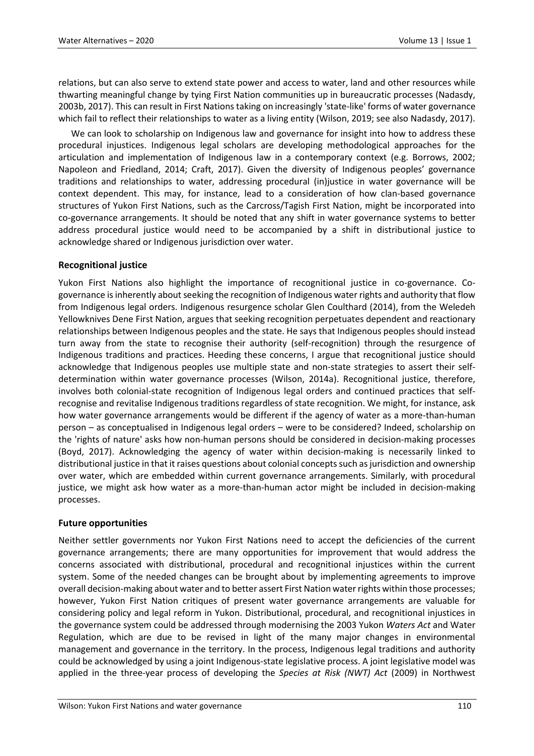relations, but can also serve to extend state power and access to water, land and other resources while thwarting meaningful change by tying First Nation communities up in bureaucratic processes (Nadasdy, 2003b, 2017). This can result in First Nations taking on increasingly 'state-like' forms of water governance which fail to reflect their relationships to water as a living entity (Wilson, 2019; see also Nadasdy, 2017).

We can look to scholarship on Indigenous law and governance for insight into how to address these procedural injustices. Indigenous legal scholars are developing methodological approaches for the articulation and implementation of Indigenous law in a contemporary context (e.g. Borrows, 2002; Napoleon and Friedland, 2014; Craft, 2017). Given the diversity of Indigenous peoples' governance traditions and relationships to water, addressing procedural (in)justice in water governance will be context dependent. This may, for instance, lead to a consideration of how clan-based governance structures of Yukon First Nations, such as the Carcross/Tagish First Nation, might be incorporated into co-governance arrangements. It should be noted that any shift in water governance systems to better address procedural justice would need to be accompanied by a shift in distributional justice to acknowledge shared or Indigenous jurisdiction over water.

### Recognitional justice

Yukon First Nations also highlight the importance of recognitional justice in co-governance. Co-governance is inherently about seeking the recognition of Indigenous water rights and authority that flow from Indigenous legal orders. Indigenous resurgence scholar Glen Coulthard (2014), from the Weledeh Yellowknives Dene First Nation, argues that seeking recognition perpetuates dependent and reactionary relationships between Indigenous peoples and the state. He says that Indigenous peoples should instead turn away from the state to recognise their authority (self-recognition) through the resurgence of Indigenous traditions and practices. Heeding these concerns, I argue that recognitional justice should acknowledge that Indigenous peoples use multiple state and non-state strategies to assert their self-determination within water governance processes (Wilson, 2014a). Recognitional justice, therefore, involves both colonial-state recognition of Indigenous legal orders and continued practices that self-recognise and revitalise Indigenous traditions regardless of state recognition. We might, for instance, ask how water governance arrangements would be different if the agency of water as a more-than-human person – as conceptualised in Indigenous legal orders – were to be considered? Indeed, scholarship on the 'rights of nature' asks how non-human persons should be considered in decision-making processes (Boyd, 2017). Acknowledging the agency of water within decision-making is necessarily linked to distributional justice in that it raises questions about colonial concepts such as jurisdiction and ownership over water, which are embedded within current governance arrangements. Similarly, with procedural justice, we might ask how water as a more-than-human actor might be included in decision-making processes.

### Future opportunities

Neither settler governments nor Yukon First Nations need to accept the deficiencies of the current governance arrangements; there are many opportunities for improvement that would address the concerns associated with distributional, procedural and recognitional injustices within the current system. Some of the needed changes can be brought about by implementing agreements to improve overall decision-making about water and to better assert First Nation water rights within those processes; however, Yukon First Nation critiques of present water governance arrangements are valuable for considering policy and legal reform in Yukon. Distributional, procedural, and recognitional injustices in the governance system could be addressed through modernising the 2003 Yukon *Waters Act* and Water Regulation, which are due to be revised in light of the many major changes in environmental management and governance in the territory. In the process, Indigenous legal traditions and authority could be acknowledged by using a joint Indigenous-state legislative process. A joint legislative model was applied in the three-year process of developing the *Species at Risk (NWT) Act* (2009) in Northwest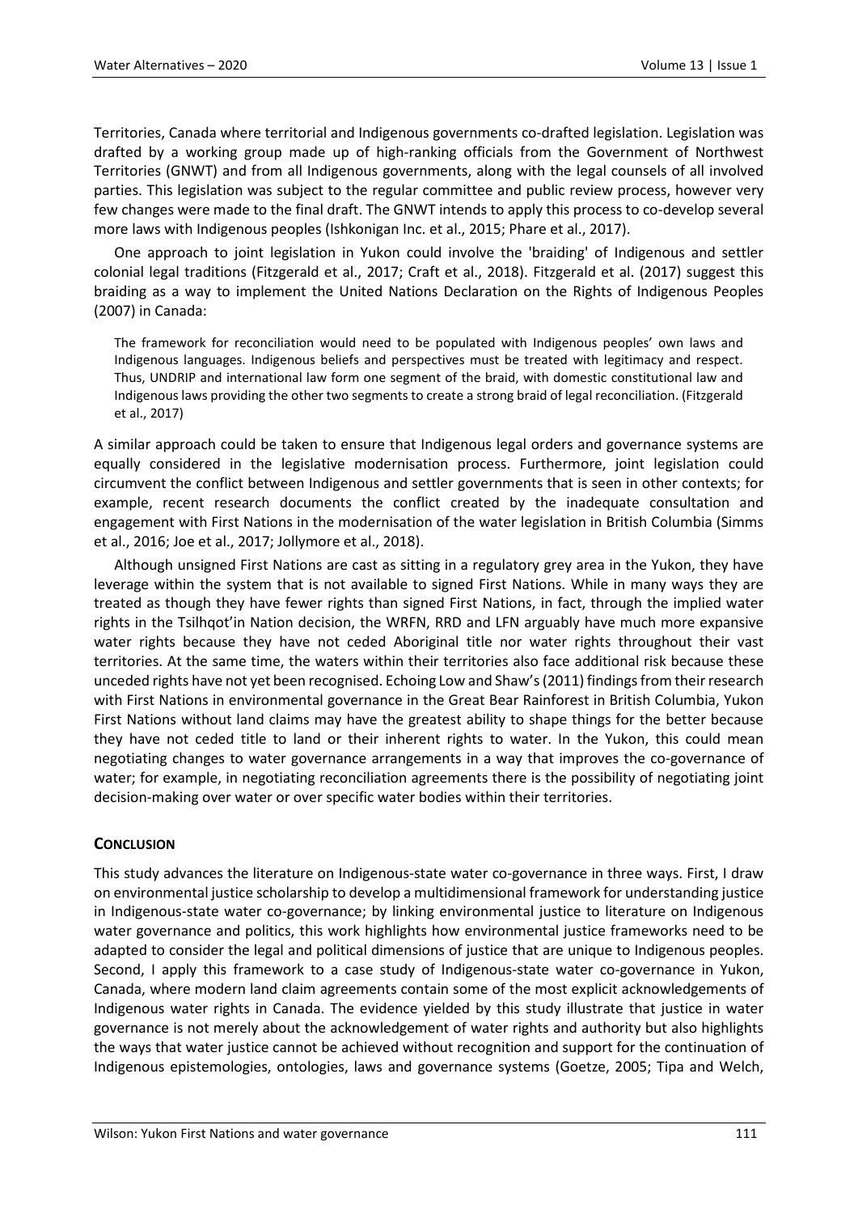Territories, Canada where territorial and Indigenous governments co-drafted legislation. Legislation was drafted by a working group made up of high-ranking officials from the Government of Northwest Territories (GNWT) and from all Indigenous governments, along with the legal counsels of all involved parties. This legislation was subject to the regular committee and public review process, however very few changes were made to the final draft. The GNWT intends to apply this process to co-develop several more laws with Indigenous peoples (Ishkonigan Inc. et al., 2015; Phare et al., 2017).

One approach to joint legislation in Yukon could involve the 'braiding' of Indigenous and settler colonial legal traditions (Fitzgerald et al., 2017; Craft et al., 2018). Fitzgerald et al. (2017) suggest this braiding as a way to implement the United Nations Declaration on the Rights of Indigenous Peoples (2007) in Canada:

> The framework for reconciliation would need to be populated with Indigenous peoples' own laws and Indigenous languages. Indigenous beliefs and perspectives must be treated with legitimacy and respect. Thus, UNDRIP and international law form one segment of the braid, with domestic constitutional law and Indigenous laws providing the other two segments to create a strong braid of legal reconciliation. (Fitzgerald et al., 2017)

A similar approach could be taken to ensure that Indigenous legal orders and governance systems are equally considered in the legislative modernisation process. Furthermore, joint legislation could circumvent the conflict between Indigenous and settler governments that is seen in other contexts; for example, recent research documents the conflict created by the inadequate consultation and engagement with First Nations in the modernisation of the water legislation in British Columbia (Simms et al., 2016; Joe et al., 2017; Jollymore et al., 2018).

Although unsigned First Nations are cast as sitting in a regulatory grey area in the Yukon, they have leverage within the system that is not available to signed First Nations. While in many ways they are treated as though they have fewer rights than signed First Nations, in fact, through the implied water rights in the Tsilhqot'in Nation decision, the WRFN, RRD and LFN arguably have much more expansive water rights because they have not ceded Aboriginal title nor water rights throughout their vast territories. At the same time, the waters within their territories also face additional risk because these unceded rights have not yet been recognised. Echoing Low and Shaw's (2011) findings from their research with First Nations in environmental governance in the Great Bear Rainforest in British Columbia, Yukon First Nations without land claims may have the greatest ability to shape things for the better because they have not ceded title to land or their inherent rights to water. In the Yukon, this could mean negotiating changes to water governance arrangements in a way that improves the co-governance of water; for example, in negotiating reconciliation agreements there is the possibility of negotiating joint decision-making over water or over specific water bodies within their territories.

## CONCLUSION

This study advances the literature on Indigenous-state water co-governance in three ways. First, I draw on environmental justice scholarship to develop a multidimensional framework for understanding justice in Indigenous-state water co-governance; by linking environmental justice to literature on Indigenous water governance and politics, this work highlights how environmental justice frameworks need to be adapted to consider the legal and political dimensions of justice that are unique to Indigenous peoples. Second, I apply this framework to a case study of Indigenous-state water co-governance in Yukon, Canada, where modern land claim agreements contain some of the most explicit acknowledgements of Indigenous water rights in Canada. The evidence yielded by this study illustrate that justice in water governance is not merely about the acknowledgement of water rights and authority but also highlights the ways that water justice cannot be achieved without recognition and support for the continuation of Indigenous epistemologies, ontologies, laws and governance systems (Goetze, 2005; Tipa and Welch,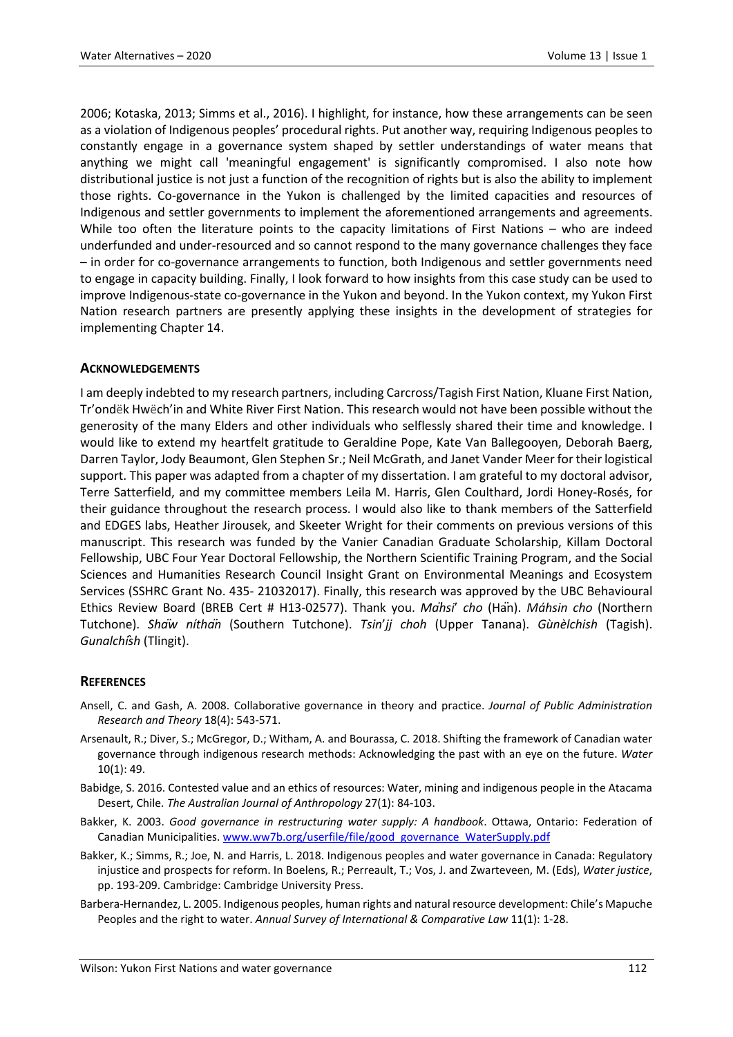2006; Kotaska, 2013; Simms et al., 2016). I highlight, for instance, how these arrangements can be seen as a violation of Indigenous peoples' procedural rights. Put another way, requiring Indigenous peoples to constantly engage in a governance system shaped by settler understandings of water means that anything we might call 'meaningful engagement' is significantly compromised. I also note how distributional justice is not just a function of the recognition of rights but is also the ability to implement those rights. Co-governance in the Yukon is challenged by the limited capacities and resources of Indigenous and settler governments to implement the aforementioned arrangements and agreements. While too often the literature points to the capacity limitations of First Nations – who are indeed underfunded and under-resourced and so cannot respond to the many governance challenges they face – in order for co-governance arrangements to function, both Indigenous and settler governments need to engage in capacity building. Finally, I look forward to how insights from this case study can be used to improve Indigenous-state co-governance in the Yukon and beyond. In the Yukon context, my Yukon First Nation research partners are presently applying these insights in the development of strategies for implementing Chapter 14.

## ACKNOWLEDGEMENTS

I am deeply indebted to my research partners, including Carcross/Tagish First Nation, Kluane First Nation, Tr'ondëk Hwëch'in and White River First Nation. This research would not have been possible without the generosity of the many Elders and other individuals who selflessly shared their time and knowledge. I would like to extend my heartfelt gratitude to Geraldine Pope, Kate Van Ballegooyen, Deborah Baerg, Darren Taylor, Jody Beaumont, Glen Stephen Sr.; Neil McGrath, and Janet Vander Meer for their logistical support. This paper was adapted from a chapter of my dissertation. I am grateful to my doctoral advisor, Terre Satterfield, and my committee members Leila M. Harris, Glen Coulthard, Jordi Honey-Rosés, for their guidance throughout the research process. I would also like to thank members of the Satterfield and EDGES labs, Heather Jirousek, and Skeeter Wright for their comments on previous versions of this manuscript. This research was funded by the Vanier Canadian Graduate Scholarship, Killam Doctoral Fellowship, UBC Four Year Doctoral Fellowship, the Northern Scientific Training Program, and the Social Sciences and Humanities Research Council Insight Grant on Environmental Meanings and Ecosystem Services (SSHRC Grant No. 435- 21032017). Finally, this research was approved by the UBC Behavioural Ethics Review Board (BREB Cert # H13-02577). Thank you. *Mähsi' cho* (Hän). *Máhsin cho* (Northern Tutchone). *Shäw níthän* (Southern Tutchone). *Tsin'jj choh* (Upper Tanana). *Gùnèlchish* (Tagish). *Gunalchîsh* (Tlingit).

## REFERENCES

Ansell, C. and Gash, A. 2008. Collaborative governance in theory and practice. *Journal of Public Administration Research and Theory* 18(4): 543-571.

Arsenault, R.; Diver, S.; McGregor, D.; Witham, A. and Bourassa, C. 2018. Shifting the framework of Canadian water governance through indigenous research methods: Acknowledging the past with an eye on the future. *Water* 10(1): 49.

Babidge, S. 2016. Contested value and an ethics of resources: Water, mining and indigenous people in the Atacama Desert, Chile. *The Australian Journal of Anthropology* 27(1): 84-103.

Bakker, K. 2003. *Good governance in restructuring water supply: A handbook*. Ottawa, Ontario: Federation of Canadian Municipalities. www.ww7b.org/userfile/file/good_governance_WaterSupply.pdf

Bakker, K.; Simms, R.; Joe, N. and Harris, L. 2018. Indigenous peoples and water governance in Canada: Regulatory injustice and prospects for reform. In Boelens, R.; Perreault, T.; Vos, J. and Zwarteveen, M. (Eds), *Water justice*, pp. 193-209. Cambridge: Cambridge University Press.

Barbera-Hernandez, L. 2005. Indigenous peoples, human rights and natural resource development: Chile's Mapuche Peoples and the right to water. *Annual Survey of International & Comparative Law* 11(1): 1-28.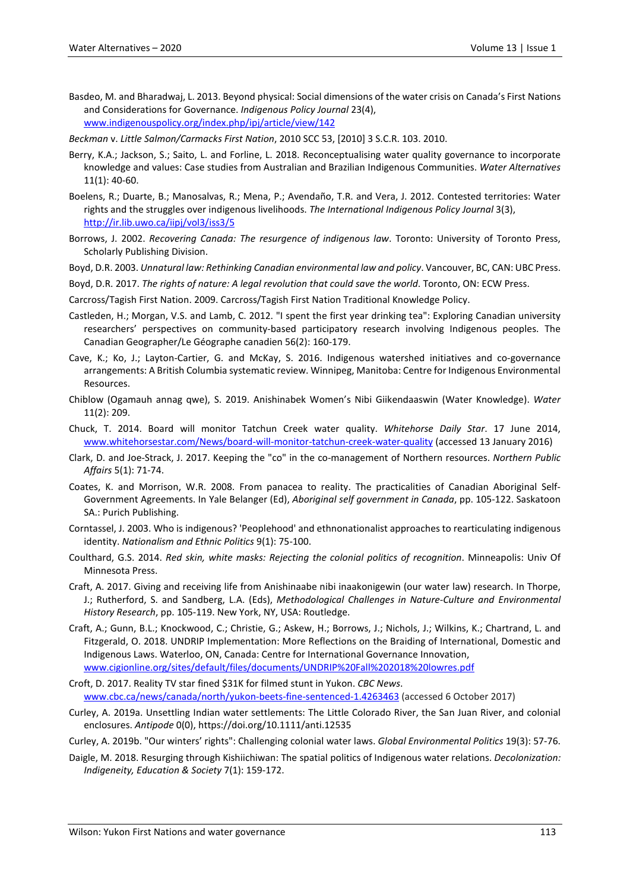Basdeo, M. and Bharadwaj, L. 2013. Beyond physical: Social dimensions of the water crisis on Canada's First Nations and Considerations for Governance. *Indigenous Policy Journal* 23(4), www.indigenouspolicy.org/index.php/ipj/article/view/142

*Beckman* v. *Little Salmon/Carmacks First Nation*, 2010 SCC 53, [2010] 3 S.C.R. 103. 2010.

Berry, K.A.; Jackson, S.; Saito, L. and Forline, L. 2018. Reconceptualising water quality governance to incorporate knowledge and values: Case studies from Australian and Brazilian Indigenous Communities. *Water Alternatives* 11(1): 40-60.

Boelens, R.; Duarte, B.; Manosalvas, R.; Mena, P.; Avendaño, T.R. and Vera, J. 2012. Contested territories: Water rights and the struggles over indigenous livelihoods. *The International Indigenous Policy Journal* 3(3), http://ir.lib.uwo.ca/iipj/vol3/iss3/5

Borrows, J. 2002. *Recovering Canada: The resurgence of indigenous law*. Toronto: University of Toronto Press, Scholarly Publishing Division.

Boyd, D.R. 2003. *Unnatural law: Rethinking Canadian environmental law and policy*. Vancouver, BC, CAN: UBC Press.

Boyd, D.R. 2017. *The rights of nature: A legal revolution that could save the world*. Toronto, ON: ECW Press.

Carcross/Tagish First Nation. 2009. Carcross/Tagish First Nation Traditional Knowledge Policy.

Castleden, H.; Morgan, V.S. and Lamb, C. 2012. "I spent the first year drinking tea": Exploring Canadian university researchers' perspectives on community-based participatory research involving Indigenous peoples. The Canadian Geographer/Le Géographe canadien 56(2): 160-179.

Cave, K.; Ko, J.; Layton-Cartier, G. and McKay, S. 2016. Indigenous watershed initiatives and co-governance arrangements: A British Columbia systematic review. Winnipeg, Manitoba: Centre for Indigenous Environmental Resources.

Chiblow (Ogamauh annag qwe), S. 2019. Anishinabek Women's Nibi Giikendaaswin (Water Knowledge). *Water* 11(2): 209.

Chuck, T. 2014. Board will monitor Tatchun Creek water quality. *Whitehorse Daily Star*. 17 June 2014, www.whitehorsestar.com/News/board-will-monitor-tatchun-creek-water-quality (accessed 13 January 2016)

Clark, D. and Joe-Strack, J. 2017. Keeping the "co" in the co-management of Northern resources. *Northern Public Affairs* 5(1): 71-74.

Coates, K. and Morrison, W.R. 2008. From panacea to reality. The practicalities of Canadian Aboriginal Self-Government Agreements. In Yale Belanger (Ed), *Aboriginal self government in Canada*, pp. 105-122. Saskatoon SA.: Purich Publishing.

Corntassel, J. 2003. Who is indigenous? 'Peoplehood' and ethnonationalist approaches to rearticulating indigenous identity. *Nationalism and Ethnic Politics* 9(1): 75-100.

Coulthard, G.S. 2014. *Red skin, white masks: Rejecting the colonial politics of recognition*. Minneapolis: Univ Of Minnesota Press.

Craft, A. 2017. Giving and receiving life from Anishinaabe nibi inaakonigewin (our water law) research. In Thorpe, J.; Rutherford, S. and Sandberg, L.A. (Eds), *Methodological Challenges in Nature-Culture and Environmental History Research*, pp. 105-119. New York, NY, USA: Routledge.

Craft, A.; Gunn, B.L.; Knockwood, C.; Christie, G.; Askew, H.; Borrows, J.; Nichols, J.; Wilkins, K.; Chartrand, L. and Fitzgerald, O. 2018. UNDRIP Implementation: More Reflections on the Braiding of International, Domestic and Indigenous Laws. Waterloo, ON, Canada: Centre for International Governance Innovation, www.cigionline.org/sites/default/files/documents/UNDRIP%20Fall%202018%20lowres.pdf

Croft, D. 2017. Reality TV star fined $31K for filmed stunt in Yukon. *CBC News*. www.cbc.ca/news/canada/north/yukon-beets-fine-sentenced-1.4263463 (accessed 6 October 2017)

Curley, A. 2019a. Unsettling Indian water settlements: The Little Colorado River, the San Juan River, and colonial enclosures. *Antipode* 0(0), https://doi.org/10.1111/anti.12535

Curley, A. 2019b. "Our winters' rights": Challenging colonial water laws. *Global Environmental Politics* 19(3): 57-76.

Daigle, M. 2018. Resurging through Kishiichiwan: The spatial politics of Indigenous water relations. *Decolonization: Indigeneity, Education & Society* 7(1): 159-172.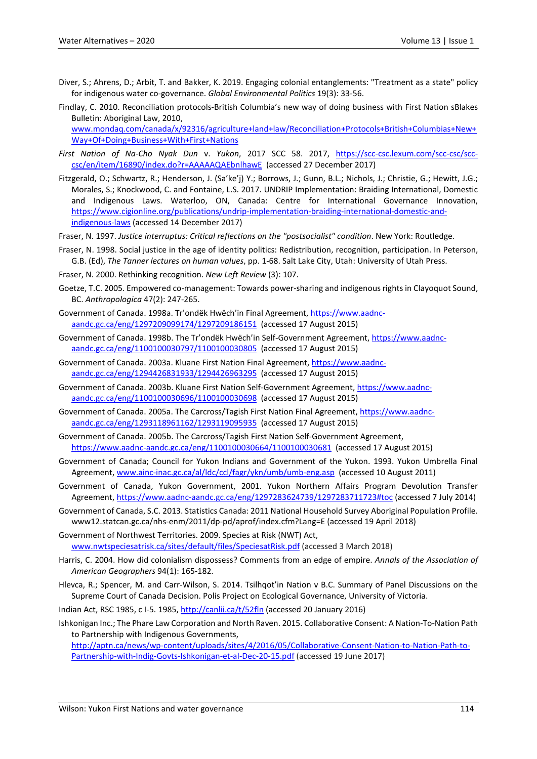Diver, S.; Ahrens, D.; Arbit, T. and Bakker, K. 2019. Engaging colonial entanglements: "Treatment as a state" policy for indigenous water co-governance. *Global Environmental Politics* 19(3): 33-56.

Findlay, C. 2010. Reconciliation protocols-British Columbia's new way of doing business with First Nation sBlakes Bulletin: Aboriginal Law, 2010, www.mondaq.com/canada/x/92316/agriculture+land+law/Reconciliation+Protocols+British+Columbias+New+Way+Of+Doing+Business+With+First+Nations

*First Nation of Na-Cho Nyak Dun* v. *Yukon*, 2017 SCC 58. 2017, https://scc-csc.lexum.com/scc-csc/scc-csc/en/item/16890/index.do?r=AAAAAQAEbnlhawE (accessed 27 December 2017)

Fitzgerald, O.; Schwartz, R.; Henderson, J. (Sa'ke'j) Y.; Borrows, J.; Gunn, B.L.; Nichols, J.; Christie, G.; Hewitt, J.G.; Morales, S.; Knockwood, C. and Fontaine, L.S. 2017. UNDRIP Implementation: Braiding International, Domestic and Indigenous Laws. Waterloo, ON, Canada: Centre for International Governance Innovation, https://www.cigionline.org/publications/undrip-implementation-braiding-international-and-indigenous-laws (accessed 14 December 2017)

Fraser, N. 1997. *Justice interruptus: Critical reflections on the "postsocialist" condition*. New York: Routledge.

Fraser, N. 1998. Social justice in the age of identity politics: Redistribution, recognition, participation. In Peterson, G.B. (Ed), *The Tanner lectures on human values*, pp. 1-68. Salt Lake City, Utah: University of Utah Press.

Fraser, N. 2000. Rethinking recognition. *New Left Review* (3): 107.

Goetze, T.C. 2005. Empowered co-management: Towards power-sharing and indigenous rights in Clayoquot Sound, BC. *Anthropologica* 47(2): 247-265.

Government of Canada. 1998a. Tr'ondëk Hwëch'in Final Agreement, https://www.aadnc-aandc.gc.ca/eng/1297209099174/1297209186151 (accessed 17 August 2015)

Government of Canada. 1998b. The Tr'ondëk Hwëch'in Self-Government Agreement, https://www.aadnc-aandc.gc.ca/eng/1100100030797/1100100030805 (accessed 17 August 2015)

Government of Canada. 2003a. Kluane First Nation Final Agreement, https://www.aadnc-aandc.gc.ca/eng/1294426831933/1294426963295 (accessed 17 August 2015)

Government of Canada. 2003b. Kluane First Nation Self-Government Agreement, https://www.aadnc-aandc.gc.ca/eng/1100100030696/1100100030698 (accessed 17 August 2015)

Government of Canada. 2005a. The Carcross/Tagish First Nation Final Agreement, https://www.aadnc-aandc.gc.ca/eng/1293118961162/1293119095935 (accessed 17 August 2015)

Government of Canada. 2005b. The Carcross/Tagish First Nation Self-Government Agreement, https://www.aadnc-aandc.gc.ca/eng/1100100030664/1100100030681 (accessed 17 August 2015)

Government of Canada; Council for Yukon Indians and Government of the Yukon. 1993. Yukon Umbrella Final Agreement, www.ainc-inac.gc.ca/al/ldc/ccl/fagr/ykn/umb/umb-eng.asp (accessed 10 August 2011)

Government of Canada, Yukon Government, 2001. Yukon Northern Affairs Program Devolution Transfer Agreement, https://www.aadnc-aandc.gc.ca/eng/1297283624739/1297283711723#toc (accessed 7 July 2014)

Government of Canada, S.C. 2013. Statistics Canada: 2011 National Household Survey Aboriginal Population Profile. www12.statcan.gc.ca/nhs-enm/2011/dp-pd/aprof/index.cfm?Lang=E (accessed 19 April 2018)

Government of Northwest Territories. 2009. Species at Risk (NWT) Act, www.nwtspeciesatrisk.ca/sites/default/files/SpeciesatRisk.pdf (accessed 3 March 2018)

Harris, C. 2004. How did colonialism dispossess? Comments from an edge of empire. *Annals of the Association of American Geographers* 94(1): 165-182.

Hlevca, R.; Spencer, M. and Carr-Wilson, S. 2014. Tsilhqot'in Nation v B.C. Summary of Panel Discussions on the Supreme Court of Canada Decision. Polis Project on Ecological Governance, University of Victoria.

Indian Act, RSC 1985, c I-5. 1985, http://canlii.ca/t/52fln (accessed 20 January 2016)

Ishkonigan Inc.; The Phare Law Corporation and North Raven. 2015. Collaborative Consent: A Nation-To-Nation Path to Partnership with Indigenous Governments, http://aptn.ca/news/wp-content/uploads/sites/4/2016/05/Collaborative-Consent-Nation-to-Nation-Path-to-Partnership-with-Indig-Govts-Ishkonigan-et-al-Dec-20-15.pdf (accessed 19 June 2017)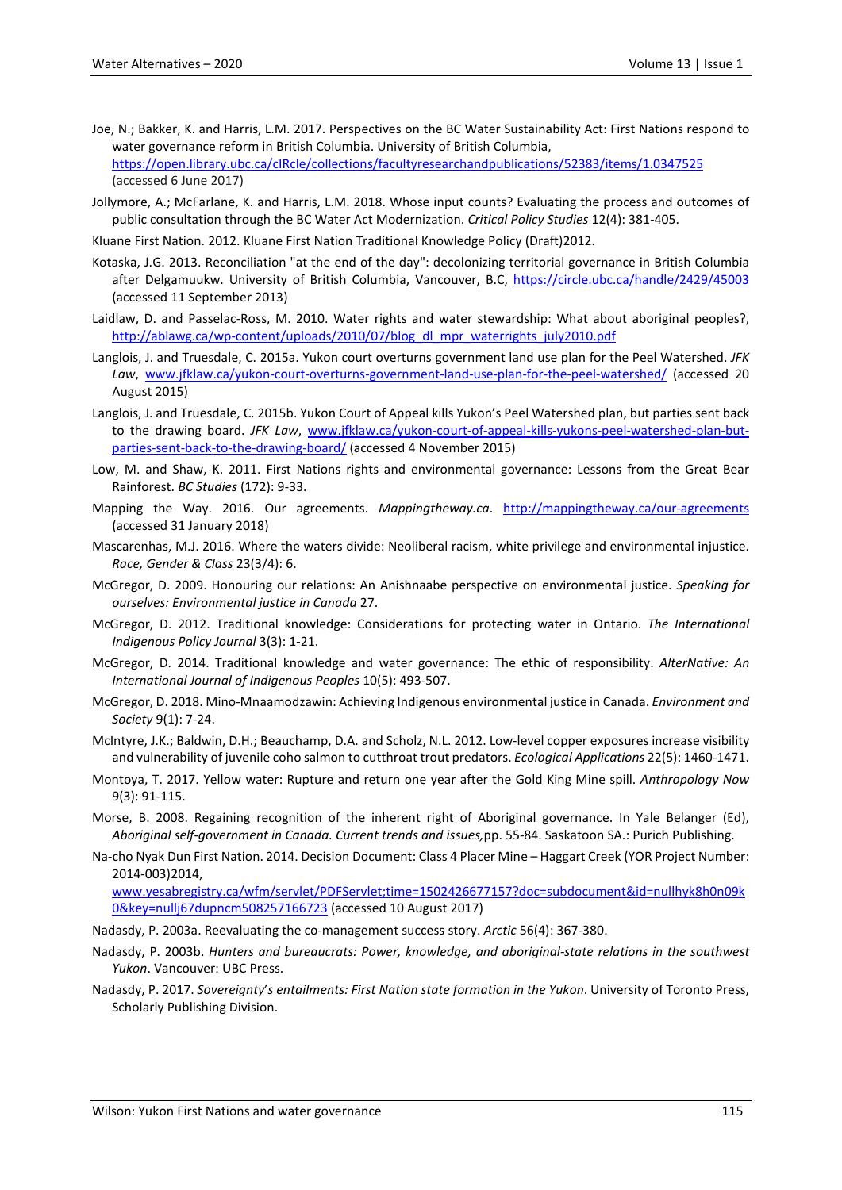Joe, N.; Bakker, K. and Harris, L.M. 2017. Perspectives on the BC Water Sustainability Act: First Nations respond to water governance reform in British Columbia. University of British Columbia, https://open.library.ubc.ca/cIRcle/collections/facultyresearchandpublications/52383/items/1.0347525 (accessed 6 June 2017)

Jollymore, A.; McFarlane, K. and Harris, L.M. 2018. Whose input counts? Evaluating the process and outcomes of public consultation through the BC Water Act Modernization. *Critical Policy Studies* 12(4): 381-405.

Kluane First Nation. 2012. Kluane First Nation Traditional Knowledge Policy (Draft)2012.

Kotaska, J.G. 2013. Reconciliation "at the end of the day": decolonizing territorial governance in British Columbia after Delgamuukw. University of British Columbia, Vancouver, B.C, https://circle.ubc.ca/handle/2429/45003 (accessed 11 September 2013)

Laidlaw, D. and Passelac-Ross, M. 2010. Water rights and water stewardship: What about aboriginal peoples?, http://ablawg.ca/wp-content/uploads/2010/07/blog_dl_mpr_waterrights_july2010.pdf

Langlois, J. and Truesdale, C. 2015a. Yukon court overturns government land use plan for the Peel Watershed. *JFK Law*, www.jfklaw.ca/yukon-court-overturns-government-land-use-plan-for-the-peel-watershed/ (accessed 20 August 2015)

Langlois, J. and Truesdale, C. 2015b. Yukon Court of Appeal kills Yukon's Peel Watershed plan, but parties sent back to the drawing board. *JFK Law*, www.jfklaw.ca/yukon-court-of-appeal-kills-yukons-peel-watershed-plan-but-parties-sent-back-to-the-drawing-board/ (accessed 4 November 2015)

Low, M. and Shaw, K. 2011. First Nations rights and environmental governance: Lessons from the Great Bear Rainforest. *BC Studies* (172): 9-33.

Mapping the Way. 2016. Our agreements. *Mappingtheway.ca*. http://mappingtheway.ca/our-agreements (accessed 31 January 2018)

Mascarenhas, M.J. 2016. Where the waters divide: Neoliberal racism, white privilege and environmental injustice. *Race, Gender & Class* 23(3/4): 6.

McGregor, D. 2009. Honouring our relations: An Anishnaabe perspective on environmental justice. *Speaking for ourselves: Environmental justice in Canada* 27.

McGregor, D. 2012. Traditional knowledge: Considerations for protecting water in Ontario. *The International Indigenous Policy Journal* 3(3): 1-21.

McGregor, D. 2014. Traditional knowledge and water governance: The ethic of responsibility. *AlterNative: An International Journal of Indigenous Peoples* 10(5): 493-507.

McGregor, D. 2018. Mino-Mnaamodzawin: Achieving Indigenous environmental justice in Canada. *Environment and Society* 9(1): 7-24.

McIntyre, J.K.; Baldwin, D.H.; Beauchamp, D.A. and Scholz, N.L. 2012. Low-level copper exposures increase visibility and vulnerability of juvenile coho salmon to cutthroat trout predators. *Ecological Applications* 22(5): 1460-1471.

Montoya, T. 2017. Yellow water: Rupture and return one year after the Gold King Mine spill. *Anthropology Now* 9(3): 91-115.

Morse, B. 2008. Regaining recognition of the inherent right of Aboriginal governance. In Yale Belanger (Ed), *Aboriginal self-government in Canada. Current trends and issues,* pp. 55-84. Saskatoon SA.: Purich Publishing.

Na-cho Nyak Dun First Nation. 2014. Decision Document: Class 4 Placer Mine – Haggart Creek (YOR Project Number: 2014-003)2014, www.yesabregistry.ca/wfm/servlet/PDFServlet;time=1502426677157?doc=subdocument&id=nullhyk8h0n09k0&key=nullj67dupncm508257166723 (accessed 10 August 2017)

Nadasdy, P. 2003a. Reevaluating the co-management success story. *Arctic* 56(4): 367-380.

Nadasdy, P. 2003b. *Hunters and bureaucrats: Power, knowledge, and aboriginal-state relations in the southwest Yukon*. Vancouver: UBC Press.

Nadasdy, P. 2017. *Sovereignty's entailments: First Nation state formation in the Yukon*. University of Toronto Press, Scholarly Publishing Division.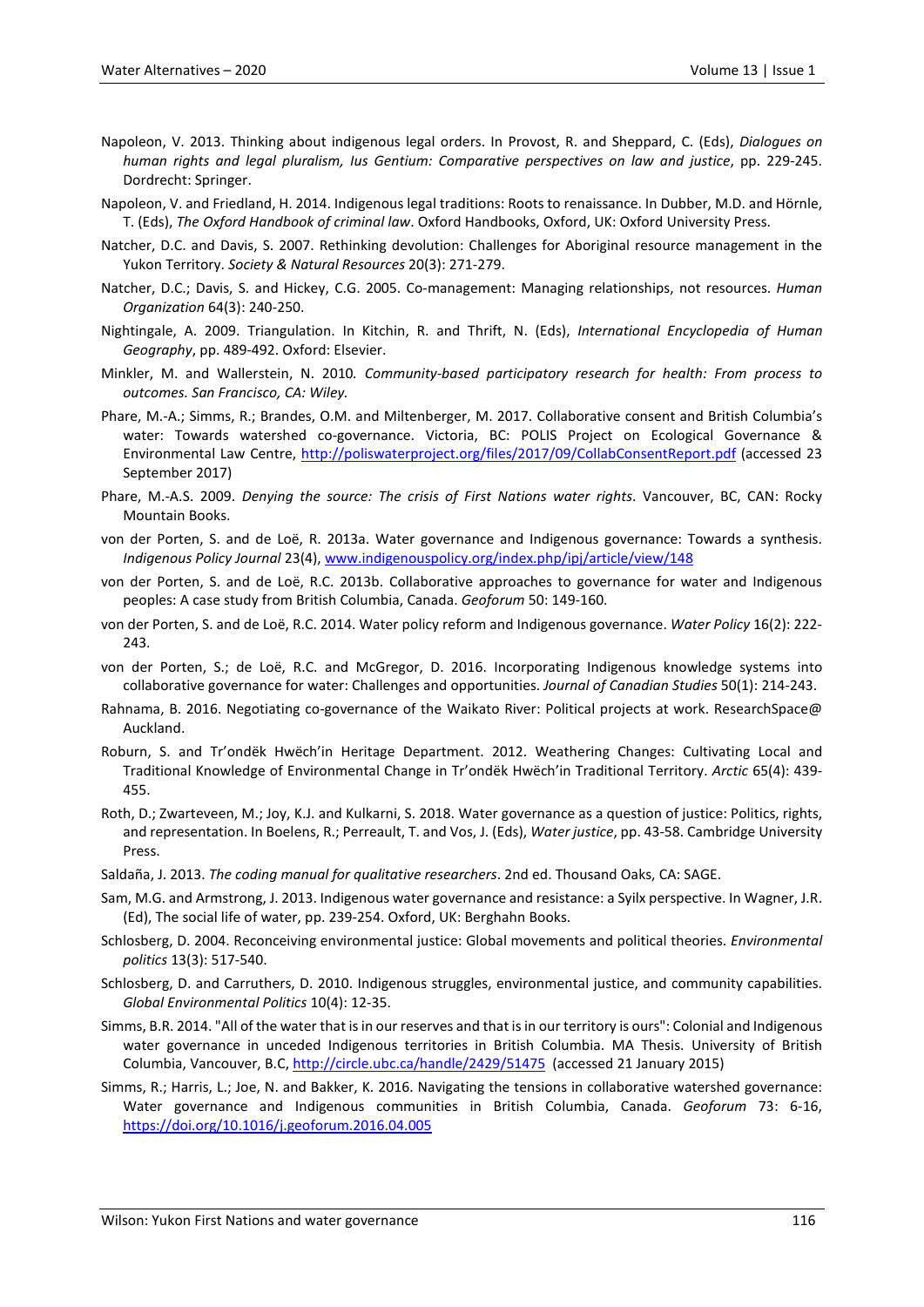Napoleon, V. 2013. Thinking about indigenous legal orders. In Provost, R. and Sheppard, C. (Eds), *Dialogues on human rights and legal pluralism, Ius Gentium: Comparative perspectives on law and justice*, pp. 229-245. Dordrecht: Springer.

Napoleon, V. and Friedland, H. 2014. Indigenous legal traditions: Roots to renaissance. In Dubber, M.D. and Hörnle, T. (Eds), *The Oxford Handbook of criminal law*. Oxford Handbooks, Oxford, UK: Oxford University Press.

Natcher, D.C. and Davis, S. 2007. Rethinking devolution: Challenges for Aboriginal resource management in the Yukon Territory. *Society & Natural Resources* 20(3): 271-279.

Natcher, D.C.; Davis, S. and Hickey, C.G. 2005. Co-management: Managing relationships, not resources. *Human Organization* 64(3): 240-250.

Nightingale, A. 2009. Triangulation. In Kitchin, R. and Thrift, N. (Eds), *International Encyclopedia of Human Geography*, pp. 489-492. Oxford: Elsevier.

Minkler, M. and Wallerstein, N. 2010. *Community-based participatory research for health: From process to outcomes. San Francisco, CA: Wiley.*

Phare, M.-A.; Simms, R.; Brandes, O.M. and Miltenberger, M. 2017. Collaborative consent and British Columbia's water: Towards watershed co-governance. Victoria, BC: POLIS Project on Ecological Governance & Environmental Law Centre, http://poliswaterproject.org/files/2017/09/CollabConsentReport.pdf (accessed 23 September 2017)

Phare, M.-A.S. 2009. *Denying the source: The crisis of First Nations water rights*. Vancouver, BC, CAN: Rocky Mountain Books.

von der Porten, S. and de Loë, R. 2013a. Water governance and Indigenous governance: Towards a synthesis. *Indigenous Policy Journal* 23(4), www.indigenouspolicy.org/index.php/ipj/article/view/148

von der Porten, S. and de Loë, R.C. 2013b. Collaborative approaches to governance for water and Indigenous peoples: A case study from British Columbia, Canada. *Geoforum* 50: 149-160.

von der Porten, S. and de Loë, R.C. 2014. Water policy reform and Indigenous governance. *Water Policy* 16(2): 222-243.

von der Porten, S.; de Loë, R.C. and McGregor, D. 2016. Incorporating Indigenous knowledge systems into collaborative governance for water: Challenges and opportunities. *Journal of Canadian Studies* 50(1): 214-243.

Rahnama, B. 2016. Negotiating co-governance of the Waikato River: Political projects at work. ResearchSpace@ Auckland.

Roburn, S. and Tr'ondëk Hwëch'in Heritage Department. 2012. Weathering Changes: Cultivating Local and Traditional Knowledge of Environmental Change in Tr'ondëk Hwëch'in Traditional Territory. *Arctic* 65(4): 439-455.

Roth, D.; Zwarteveen, M.; Joy, K.J. and Kulkarni, S. 2018. Water governance as a question of justice: Politics, rights, and representation. In Boelens, R.; Perreault, T. and Vos, J. (Eds), *Water justice*, pp. 43-58. Cambridge University Press.

Saldaña, J. 2013. *The coding manual for qualitative researchers*. 2nd ed. Thousand Oaks, CA: SAGE.

Sam, M.G. and Armstrong, J. 2013. Indigenous water governance and resistance: a Syilx perspective. In Wagner, J.R. (Ed), The social life of water, pp. 239-254. Oxford, UK: Berghahn Books.

Schlosberg, D. 2004. Reconceiving environmental justice: Global movements and political theories. *Environmental politics* 13(3): 517-540.

Schlosberg, D. and Carruthers, D. 2010. Indigenous struggles, environmental justice, and community capabilities. *Global Environmental Politics* 10(4): 12-35.

Simms, B.R. 2014. "All of the water that is in our reserves and that is in our territory is ours": Colonial and Indigenous water governance in unceded Indigenous territories in British Columbia. MA Thesis. University of British Columbia, Vancouver, B.C, http://circle.ubc.ca/handle/2429/51475 (accessed 21 January 2015)

Simms, R.; Harris, L.; Joe, N. and Bakker, K. 2016. Navigating the tensions in collaborative watershed governance: Water governance and Indigenous communities in British Columbia, Canada. *Geoforum* 73: 6-16, https://doi.org/10.1016/j.geoforum.2016.04.005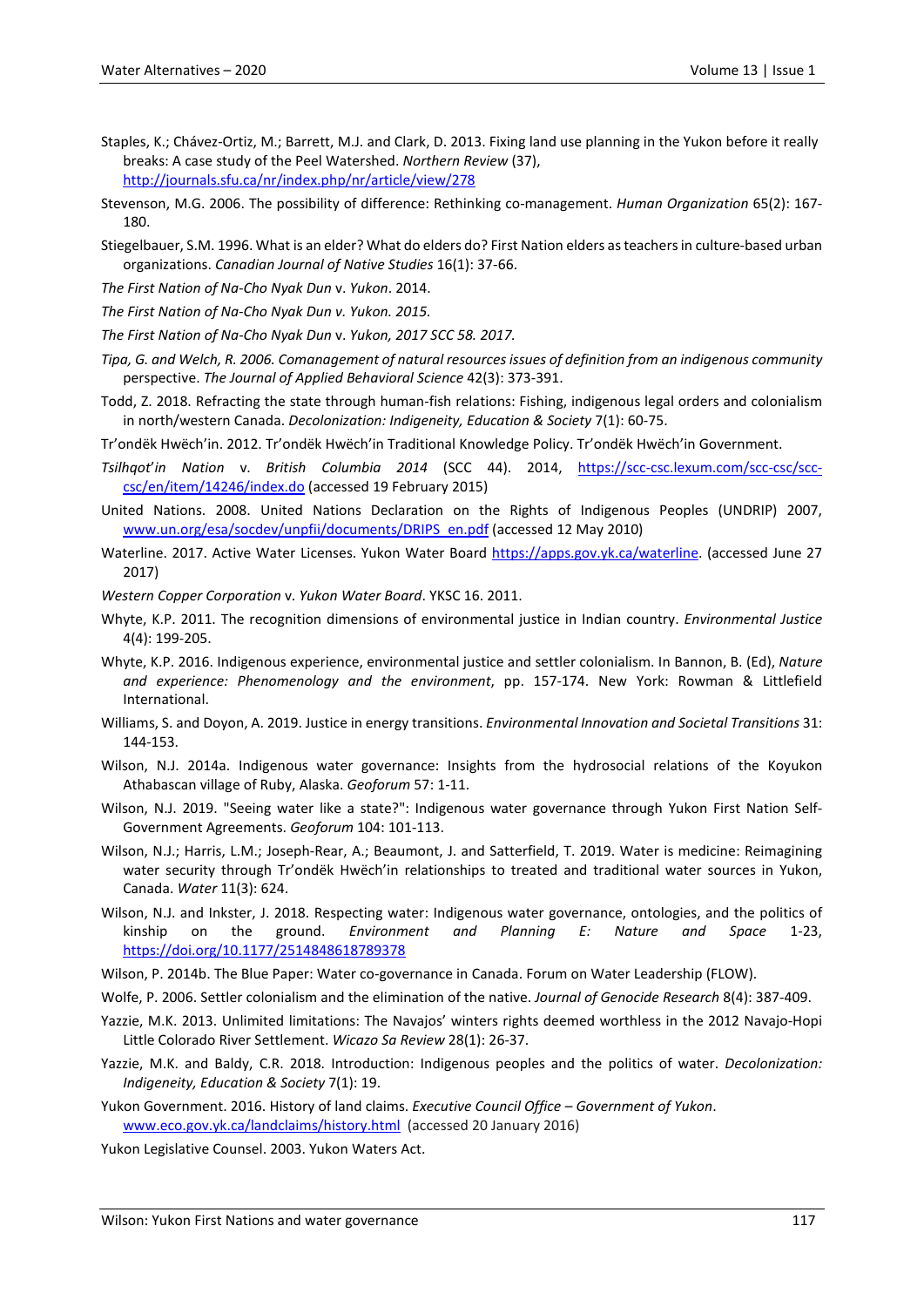Staples, K.; Chávez-Ortiz, M.; Barrett, M.J. and Clark, D. 2013. Fixing land use planning in the Yukon before it really breaks: A case study of the Peel Watershed. *Northern Review* (37), http://journals.sfu.ca/nr/index.php/nr/article/view/278

Stevenson, M.G. 2006. The possibility of difference: Rethinking co-management. *Human Organization* 65(2): 167-180.

Stiegelbauer, S.M. 1996. What is an elder? What do elders do? First Nation elders as teachers in culture-based urban organizations. *Canadian Journal of Native Studies* 16(1): 37-66.

*The First Nation of Na-Cho Nyak Dun* v. *Yukon*. 2014.

*The First Nation of Na-Cho Nyak Dun v. Yukon. 2015.*

*The First Nation of Na-Cho Nyak Dun* v. *Yukon, 2017 SCC 58. 2017.*

*Tipa, G. and Welch, R. 2006. Comanagement of natural resources issues of definition from an indigenous community* perspective. *The Journal of Applied Behavioral Science* 42(3): 373-391.

Todd, Z. 2018. Refracting the state through human-fish relations: Fishing, indigenous legal orders and colonialism in north/western Canada. *Decolonization: Indigeneity, Education & Society* 7(1): 60-75.

Tr'ondëk Hwëch'in. 2012. Tr'ondëk Hwëch'in Traditional Knowledge Policy. Tr'ondëk Hwëch'in Government.

*Tsilhqot'in Nation* v. *British Columbia 2014* (SCC 44). 2014, https://scc-csc.lexum.com/scc-csc/scc-csc/en/item/14246/index.do (accessed 19 February 2015)

United Nations. 2008. United Nations Declaration on the Rights of Indigenous Peoples (UNDRIP) 2007, www.un.org/esa/socdev/unpfii/documents/DRIPS_en.pdf (accessed 12 May 2010)

Waterline. 2017. Active Water Licenses. Yukon Water Board https://apps.gov.yk.ca/waterline. (accessed June 27 2017)

*Western Copper Corporation* v. *Yukon Water Board*. YKSC 16. 2011.

Whyte, K.P. 2011. The recognition dimensions of environmental justice in Indian country. *Environmental Justice* 4(4): 199-205.

Whyte, K.P. 2016. Indigenous experience, environmental justice and settler colonialism. In Bannon, B. (Ed), *Nature and experience: Phenomenology and the environment*, pp. 157-174. New York: Rowman & Littlefield International.

Williams, S. and Doyon, A. 2019. Justice in energy transitions. *Environmental Innovation and Societal Transitions* 31: 144-153.

Wilson, N.J. 2014a. Indigenous water governance: Insights from the hydrosocial relations of the Koyukon Athabascan village of Ruby, Alaska. *Geoforum* 57: 1-11.

Wilson, N.J. 2019. "Seeing water like a state?": Indigenous water governance through Yukon First Nation Self-Government Agreements. *Geoforum* 104: 101-113.

Wilson, N.J.; Harris, L.M.; Joseph-Rear, A.; Beaumont, J. and Satterfield, T. 2019. Water is medicine: Reimagining water security through Tr'ondëk Hwëch'in relationships to treated and traditional water sources in Yukon, Canada. *Water* 11(3): 624.

Wilson, N.J. and Inkster, J. 2018. Respecting water: Indigenous water governance, ontologies, and the politics of kinship on the ground. *Environment and Planning E: Nature and Space* 1-23, https://doi.org/10.1177/2514848618789378

Wilson, P. 2014b. The Blue Paper: Water co-governance in Canada. Forum on Water Leadership (FLOW).

Wolfe, P. 2006. Settler colonialism and the elimination of the native. *Journal of Genocide Research* 8(4): 387-409.

Yazzie, M.K. 2013. Unlimited limitations: The Navajos' winters rights deemed worthless in the 2012 Navajo-Hopi Little Colorado River Settlement. *Wicazo Sa Review* 28(1): 26-37.

Yazzie, M.K. and Baldy, C.R. 2018. Introduction: Indigenous peoples and the politics of water. *Decolonization: Indigeneity, Education & Society* 7(1): 19.

Yukon Government. 2016. History of land claims. *Executive Council Office – Government of Yukon*. www.eco.gov.yk.ca/landclaims/history.html (accessed 20 January 2016)

Yukon Legislative Counsel. 2003. Yukon Waters Act.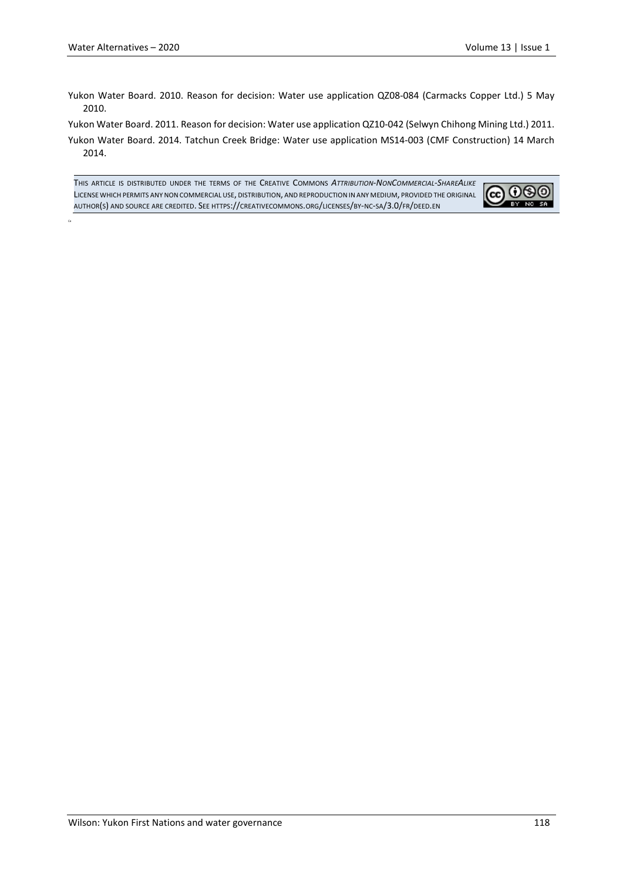Yukon Water Board. 2010. Reason for decision: Water use application QZ08-084 (Carmacks Copper Ltd.) 5 May 2010.

Yukon Water Board. 2011. Reason for decision: Water use application QZ10-042 (Selwyn Chihong Mining Ltd.) 2011.

Yukon Water Board. 2014. Tatchun Creek Bridge: Water use application MS14-003 (CMF Construction) 14 March 2014.

THIS ARTICLE IS DISTRIBUTED UNDER THE TERMS OF THE CREATIVE COMMONS *ATTRIBUTION-NONCOMMERCIAL-SHAREALIKE* LICENSE WHICH PERMITS ANY NON COMMERCIAL USE, DISTRIBUTION, AND REPRODUCTION IN ANY MEDIUM, PROVIDED THE ORIGINAL AUTHOR(S) AND SOURCE ARE CREDITED. SEE HTTPS://CREATIVECOMMONS.ORG/LICENSES/BY-NC-SA/3.0/FR/DEED.EN